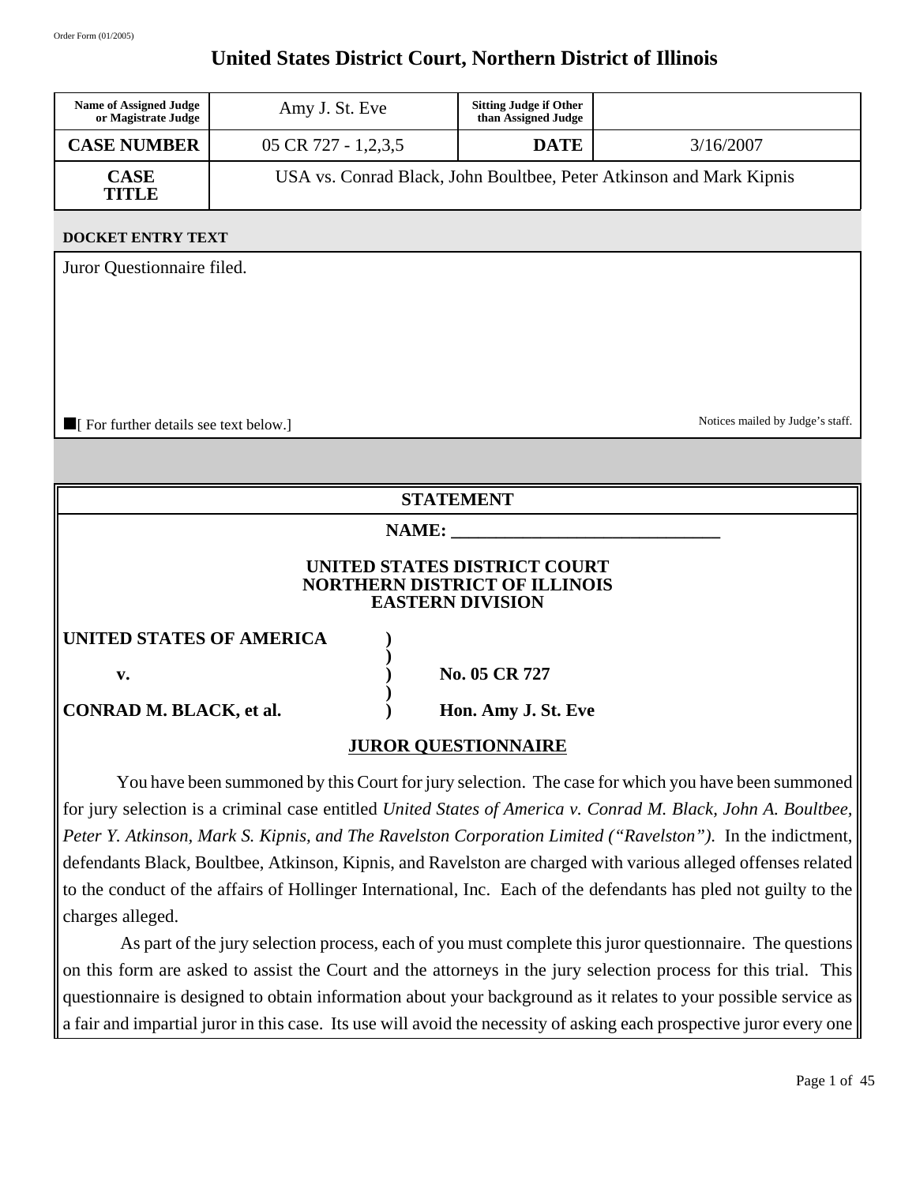Order Form (01/2005)

# United States District Court, Northern District of Illinois

| Name of Assigned Judge or Magistrate Judge | Amy J. St. Eve | Sitting Judge if Other than Assigned Judge | |
|---|---|---|---|
| **CASE NUMBER** | 05 CR 727 - 1,2,3,5 | **DATE** | 3/16/2007 |
| **CASE TITLE** | USA vs. Conrad Black, John Boultbee, Peter Atkinson and Mark Kipnis | | |

**DOCKET ENTRY TEXT**

Juror Questionnaire filed.

■[ For further details see text below.]

Notices mailed by Judge's staff.

## STATEMENT

**NAME: ______________________________**

**UNITED STATES DISTRICT COURT**
**NORTHERN DISTRICT OF ILLINOIS**
**EASTERN DIVISION**

| | | |
|---|---|---|
| **UNITED STATES OF AMERICA** | **)** | |
| | **)** | |
| **v.** | **)** | **No. 05 CR 727** |
| | **)** | |
| **CONRAD M. BLACK, et al.** | **)** | **Hon. Amy J. St. Eve** |

**JUROR QUESTIONNAIRE**

You have been summoned by this Court for jury selection. The case for which you have been summoned for jury selection is a criminal case entitled *United States of America v. Conrad M. Black, John A. Boultbee, Peter Y. Atkinson, Mark S. Kipnis, and The Ravelston Corporation Limited ("Ravelston").* In the indictment, defendants Black, Boultbee, Atkinson, Kipnis, and Ravelston are charged with various alleged offenses related to the conduct of the affairs of Hollinger International, Inc. Each of the defendants has pled not guilty to the charges alleged.

As part of the jury selection process, each of you must complete this juror questionnaire. The questions on this form are asked to assist the Court and the attorneys in the jury selection process for this trial. This questionnaire is designed to obtain information about your background as it relates to your possible service as a fair and impartial juror in this case. Its use will avoid the necessity of asking each prospective juror every one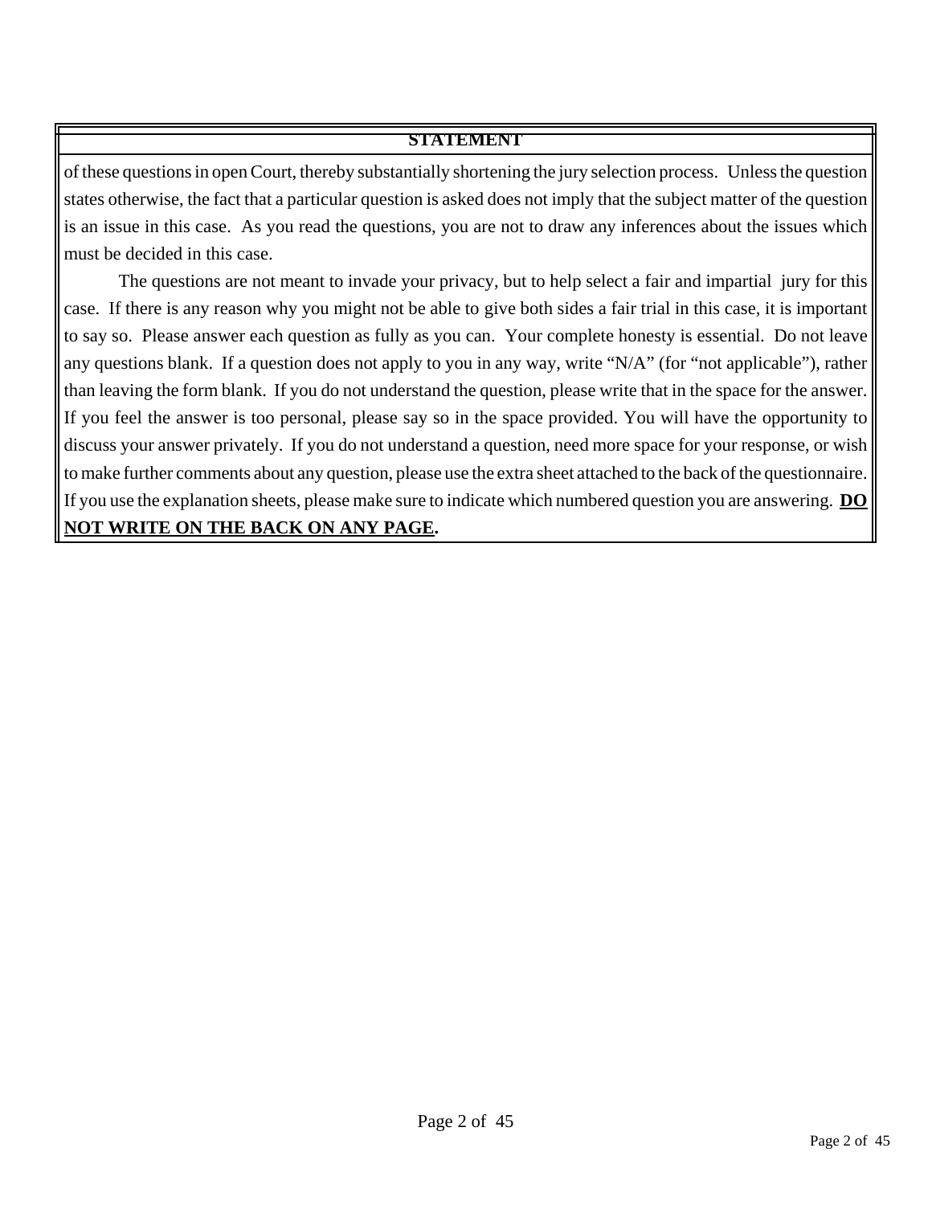**STATEMENT**

of these questions in open Court, thereby substantially shortening the jury selection process. Unless the question states otherwise, the fact that a particular question is asked does not imply that the subject matter of the question is an issue in this case. As you read the questions, you are not to draw any inferences about the issues which must be decided in this case.

The questions are not meant to invade your privacy, but to help select a fair and impartial jury for this case. If there is any reason why you might not be able to give both sides a fair trial in this case, it is important to say so. Please answer each question as fully as you can. Your complete honesty is essential. Do not leave any questions blank. If a question does not apply to you in any way, write "N/A" (for "not applicable"), rather than leaving the form blank. If you do not understand the question, please write that in the space for the answer. If you feel the answer is too personal, please say so in the space provided. You will have the opportunity to discuss your answer privately. If you do not understand a question, need more space for your response, or wish to make further comments about any question, please use the extra sheet attached to the back of the questionnaire. If you use the explanation sheets, please make sure to indicate which numbered question you are answering. **DO NOT WRITE ON THE BACK ON ANY PAGE.**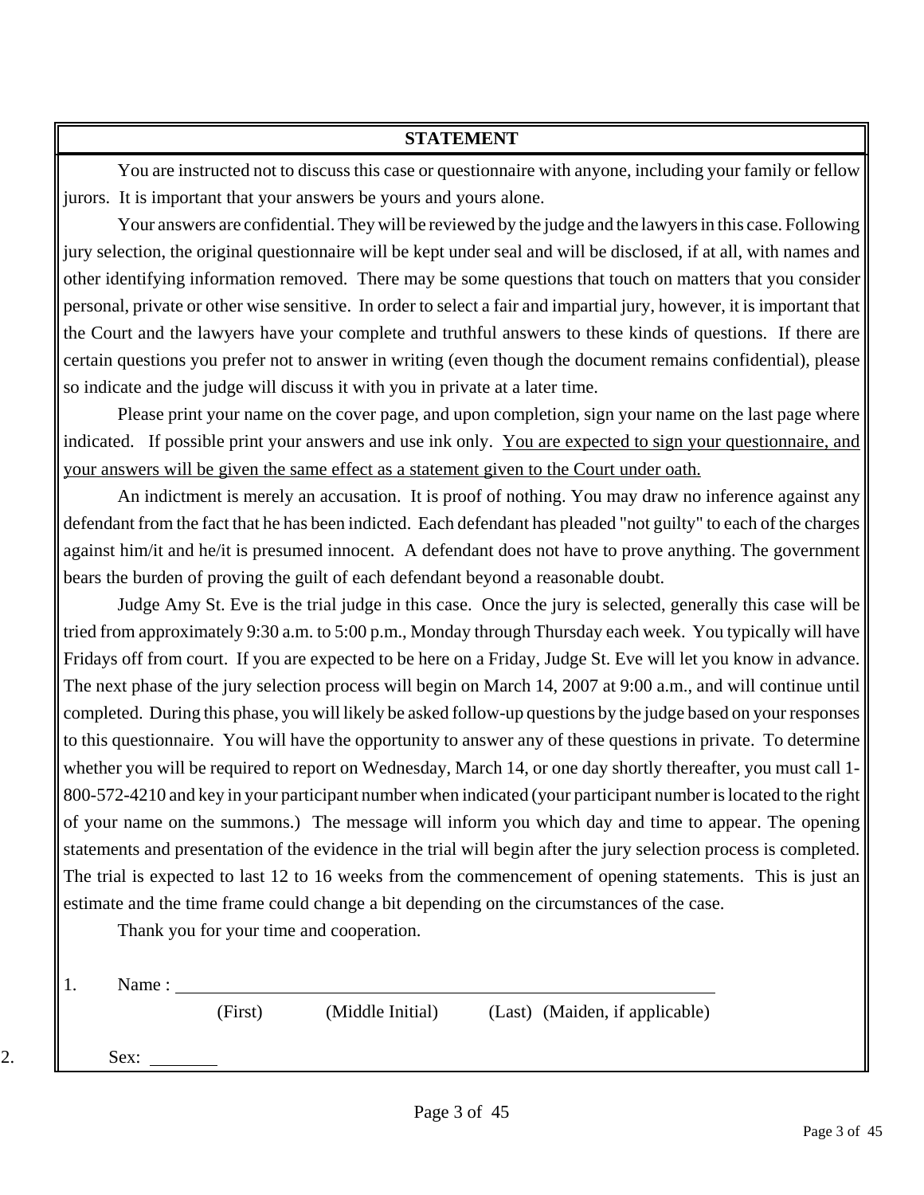## STATEMENT

You are instructed not to discuss this case or questionnaire with anyone, including your family or fellow jurors. It is important that your answers be yours and yours alone.

Your answers are confidential. They will be reviewed by the judge and the lawyers in this case. Following jury selection, the original questionnaire will be kept under seal and will be disclosed, if at all, with names and other identifying information removed. There may be some questions that touch on matters that you consider personal, private or other wise sensitive. In order to select a fair and impartial jury, however, it is important that the Court and the lawyers have your complete and truthful answers to these kinds of questions. If there are certain questions you prefer not to answer in writing (even though the document remains confidential), please so indicate and the judge will discuss it with you in private at a later time.

Please print your name on the cover page, and upon completion, sign your name on the last page where indicated. If possible print your answers and use ink only. <u>You are expected to sign your questionnaire, and your answers will be given the same effect as a statement given to the Court under oath.</u>

An indictment is merely an accusation. It is proof of nothing. You may draw no inference against any defendant from the fact that he has been indicted. Each defendant has pleaded "not guilty" to each of the charges against him/it and he/it is presumed innocent. A defendant does not have to prove anything. The government bears the burden of proving the guilt of each defendant beyond a reasonable doubt.

Judge Amy St. Eve is the trial judge in this case. Once the jury is selected, generally this case will be tried from approximately 9:30 a.m. to 5:00 p.m., Monday through Thursday each week. You typically will have Fridays off from court. If you are expected to be here on a Friday, Judge St. Eve will let you know in advance. The next phase of the jury selection process will begin on March 14, 2007 at 9:00 a.m., and will continue until completed. During this phase, you will likely be asked follow-up questions by the judge based on your responses to this questionnaire. You will have the opportunity to answer any of these questions in private. To determine whether you will be required to report on Wednesday, March 14, or one day shortly thereafter, you must call 1-800-572-4210 and key in your participant number when indicated (your participant number is located to the right of your name on the summons.) The message will inform you which day and time to appear. The opening statements and presentation of the evidence in the trial will begin after the jury selection process is completed. The trial is expected to last 12 to 16 weeks from the commencement of opening statements. This is just an estimate and the time frame could change a bit depending on the circumstances of the case.

Thank you for your time and cooperation.

1. Name : ______________________________________________
   (First) (Middle Initial) (Last) (Maiden, if applicable)

2. Sex: ________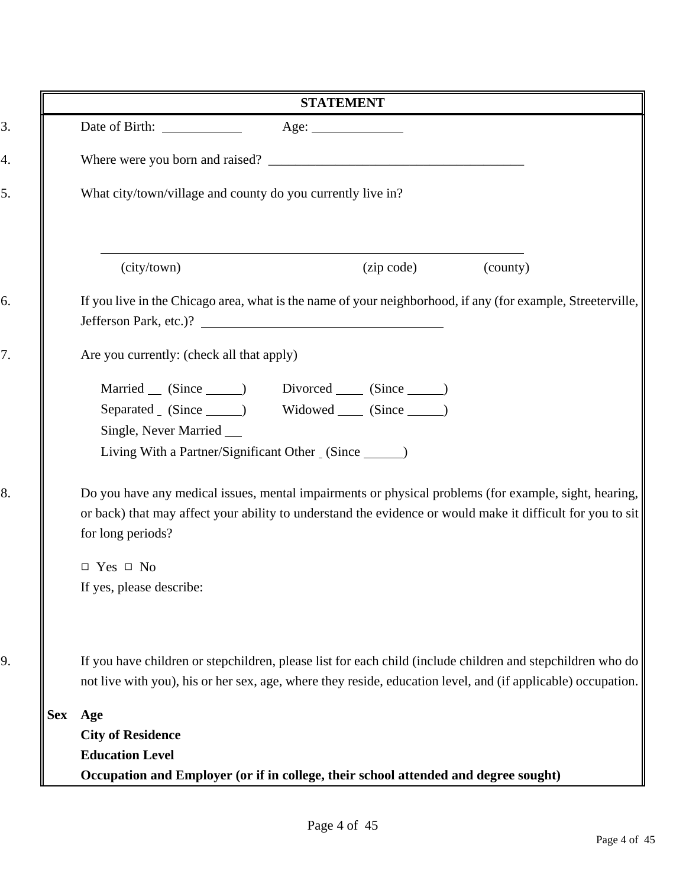## STATEMENT

3. Date of Birth: ____________ Age: ______________

4. Where were you born and raised? _______________________________________

5. What city/town/village and county do you currently live in?

   _________________________________________________________________

   (city/town) (zip code) (county)

6. If you live in the Chicago area, what is the name of your neighborhood, if any (for example, Streeterville, Jefferson Park, etc.)? ____________________________________

7. Are you currently: (check all that apply)

   Married __ (Since ______) Divorced ____ (Since ______)
   
   Separated _ (Since ______) Widowed ____ (Since ______)
   
   Single, Never Married __
   
   Living With a Partner/Significant Other _ (Since ______)

8. Do you have any medical issues, mental impairments or physical problems (for example, sight, hearing, or back) that may affect your ability to understand the evidence or would make it difficult for you to sit for long periods?

   □ Yes □ No
   
   If yes, please describe:

9. If you have children or stepchildren, please list for each child (include children and stepchildren who do not live with you), his or her sex, age, where they reside, education level, and (if applicable) occupation.

**Sex** **Age**
**City of Residence**
**Education Level**
**Occupation and Employer (or if in college, their school attended and degree sought)**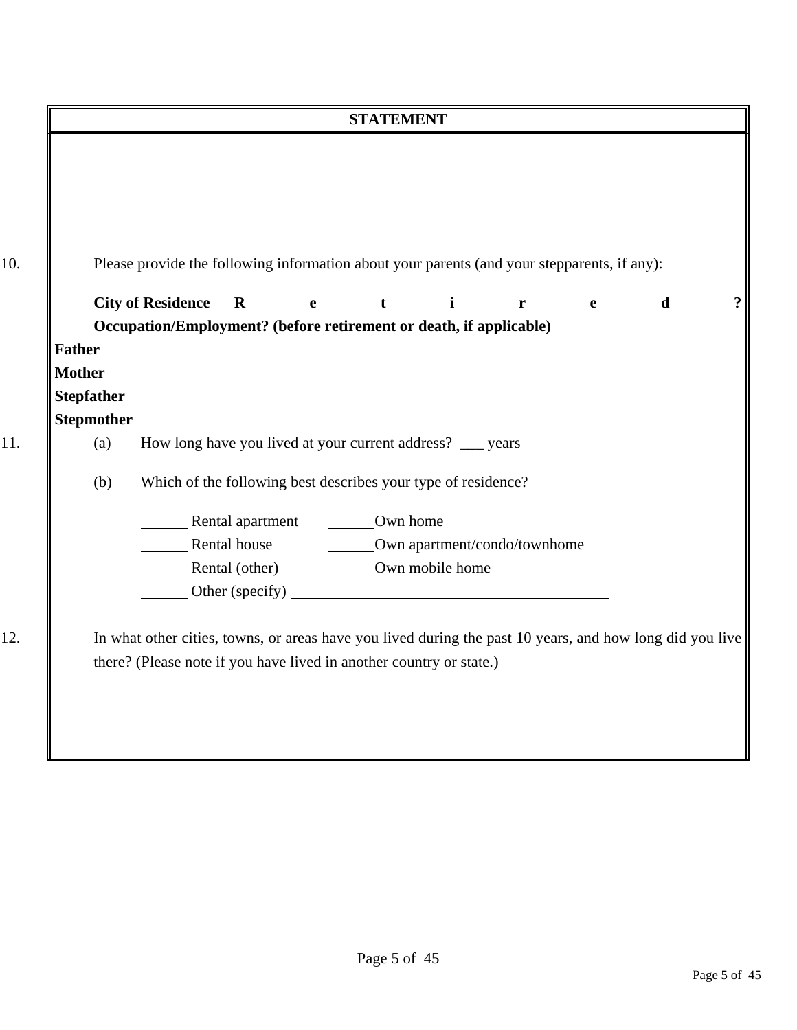**STATEMENT**

10. Please provide the following information about your parents (and your stepparents, if any):

| | City of Residence | Retired? | Occupation/Employment? (before retirement or death, if applicable) |
|---|---|---|---|
| **Father** | | | |
| **Mother** | | | |
| **Stepfather** | | | |
| **Stepmother** | | | |

11. (a) How long have you lived at your current address? ___ years

(b) Which of the following best describes your type of residence?

______ Rental apartment ______Own home
______ Rental house ______Own apartment/condo/townhome
______ Rental (other) ______Own mobile home
______ Other (specify) ___________________________________________

12. In what other cities, towns, or areas have you lived during the past 10 years, and how long did you live there? (Please note if you have lived in another country or state.)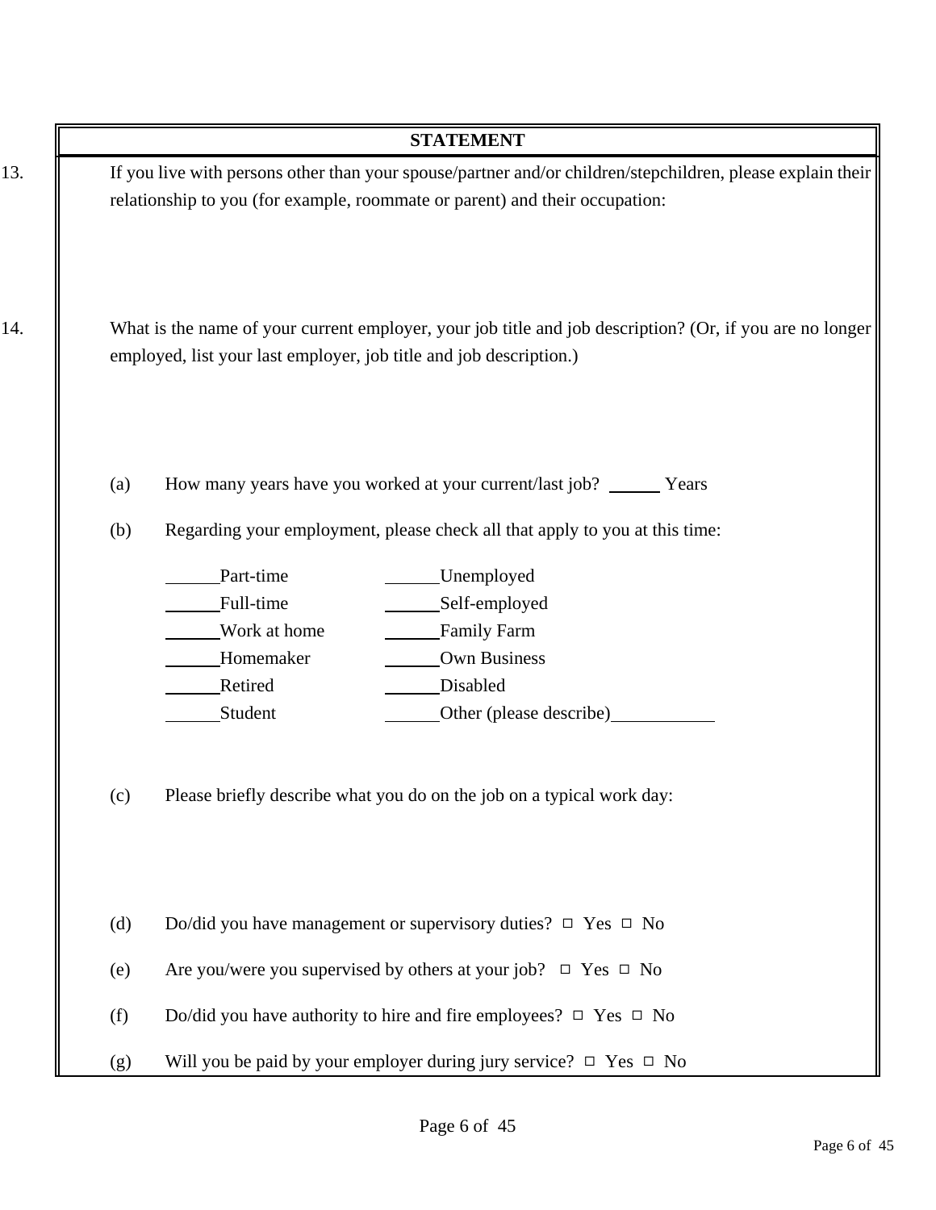## STATEMENT

13. If you live with persons other than your spouse/partner and/or children/stepchildren, please explain their relationship to you (for example, roommate or parent) and their occupation:

14. What is the name of your current employer, your job title and job description? (Or, if you are no longer employed, list your last employer, job title and job description.)

(a) How many years have you worked at your current/last job? ______ Years

(b) Regarding your employment, please check all that apply to you at this time:

| | |
|---|---|
| ______Part-time | ______Unemployed |
| ______Full-time | ______Self-employed |
| ______Work at home | ______Family Farm |
| ______Homemaker | ______Own Business |
| ______Retired | ______Disabled |
| ______Student | ______Other (please describe)____________ |

(c) Please briefly describe what you do on the job on a typical work day:

(d) Do/did you have management or supervisory duties? □ Yes □ No

(e) Are you/were you supervised by others at your job? □ Yes □ No

(f) Do/did you have authority to hire and fire employees? □ Yes □ No

(g) Will you be paid by your employer during jury service? □ Yes □ No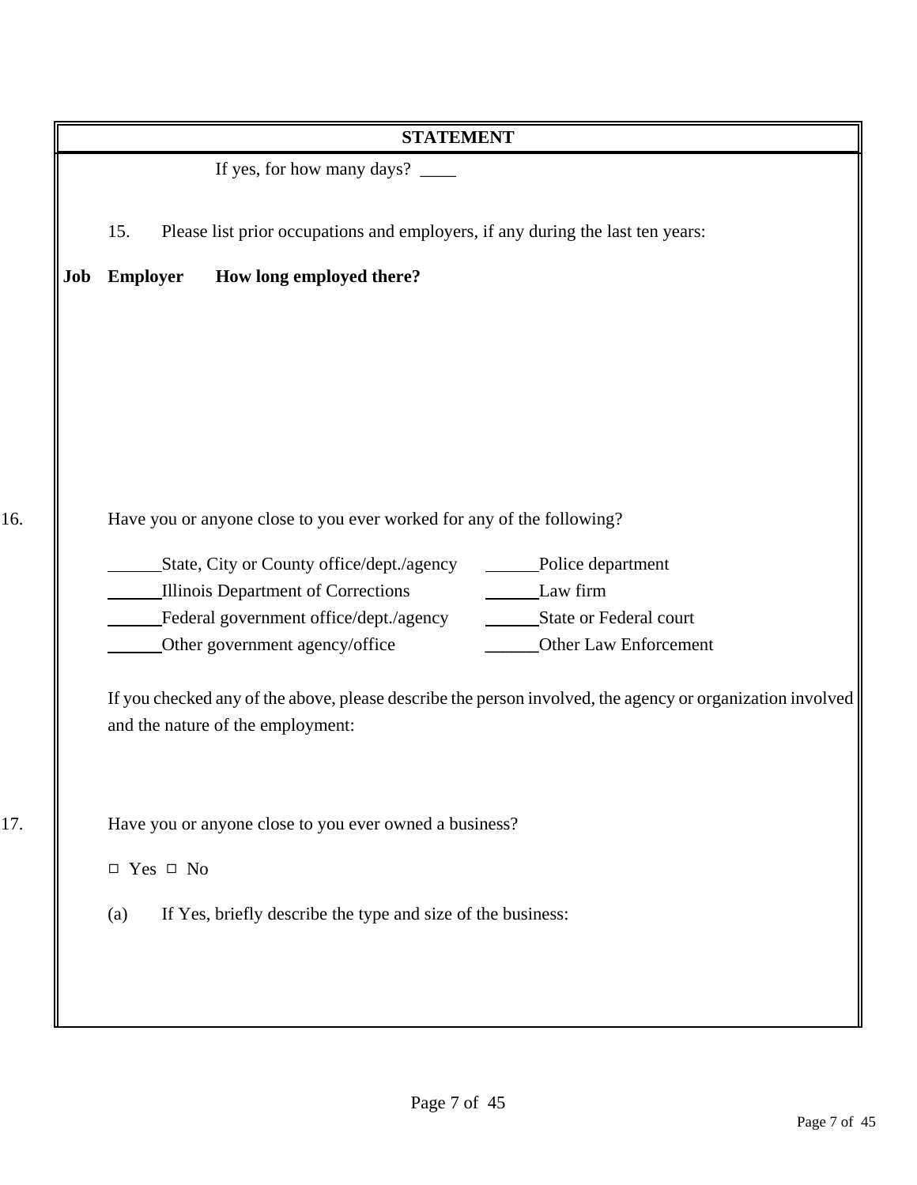**STATEMENT**

If yes, for how many days? ____

15. Please list prior occupations and employers, if any during the last ten years:

| Job | Employer | How long employed there? |
|---|---|---|
| | | |

16. Have you or anyone close to you ever worked for any of the following?

______State, City or County office/dept./agency
______Illinois Department of Corrections
______Federal government office/dept./agency
______Other government agency/office
______Police department
______Law firm
______State or Federal court
______Other Law Enforcement

If you checked any of the above, please describe the person involved, the agency or organization involved and the nature of the employment:

17. Have you or anyone close to you ever owned a business?

□ Yes □ No

(a) If Yes, briefly describe the type and size of the business: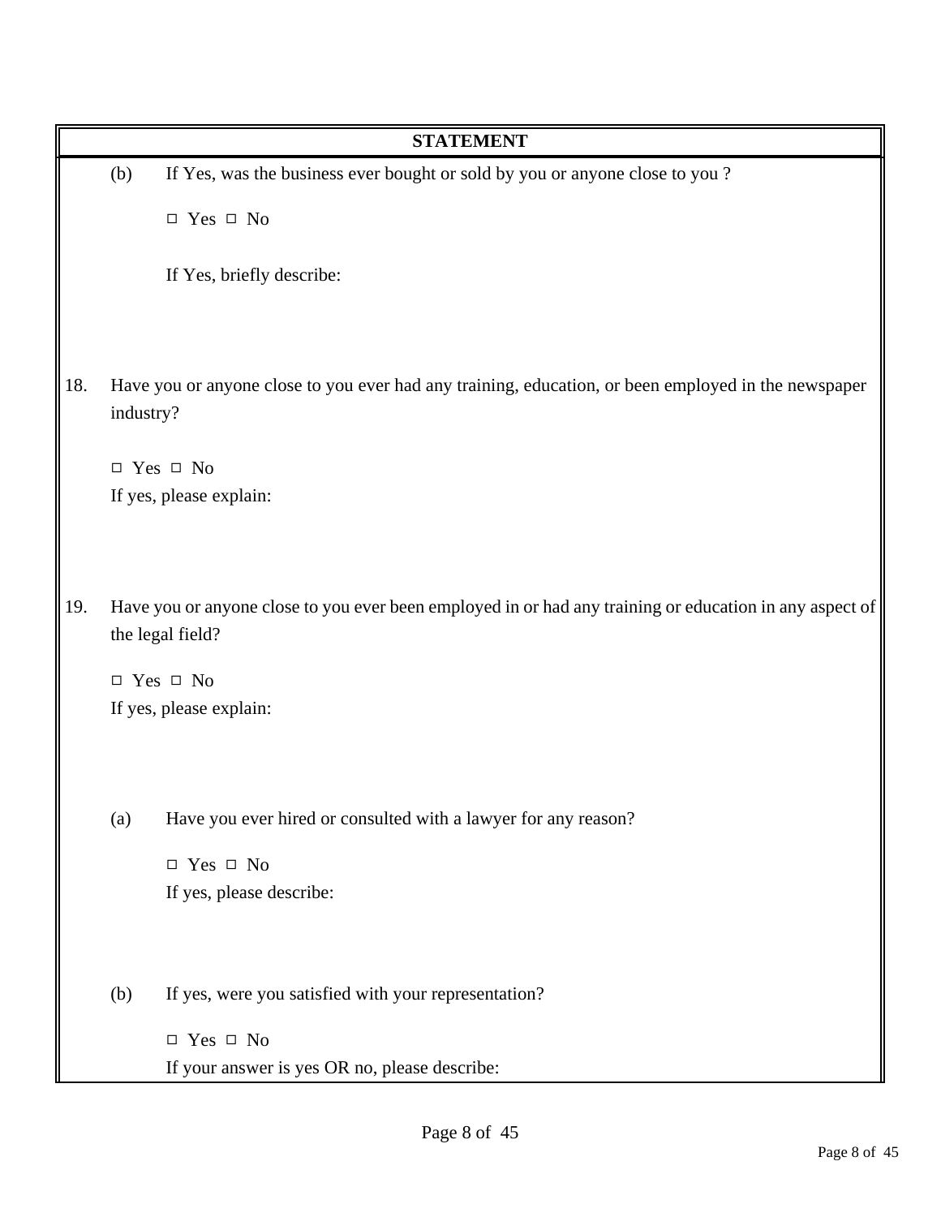**STATEMENT**

(b) If Yes, was the business ever bought or sold by you or anyone close to you ?

☐ Yes ☐ No

If Yes, briefly describe:

18. Have you or anyone close to you ever had any training, education, or been employed in the newspaper industry?

☐ Yes ☐ No

If yes, please explain:

19. Have you or anyone close to you ever been employed in or had any training or education in any aspect of the legal field?

☐ Yes ☐ No

If yes, please explain:

(a) Have you ever hired or consulted with a lawyer for any reason?

☐ Yes ☐ No

If yes, please describe:

(b) If yes, were you satisfied with your representation?

☐ Yes ☐ No

If your answer is yes OR no, please describe: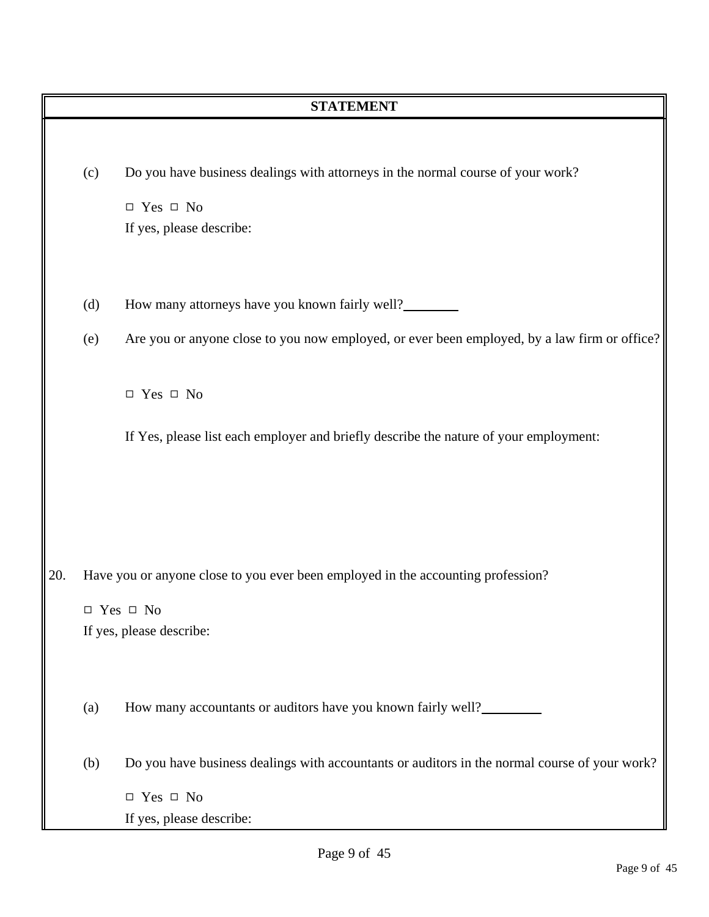**STATEMENT**

(c) Do you have business dealings with attorneys in the normal course of your work?

□ Yes □ No

If yes, please describe:

(d) How many attorneys have you known fairly well?\_\_\_\_\_\_\_\_

(e) Are you or anyone close to you now employed, or ever been employed, by a law firm or office?

□ Yes □ No

If Yes, please list each employer and briefly describe the nature of your employment:

20. Have you or anyone close to you ever been employed in the accounting profession?

□ Yes □ No

If yes, please describe:

(a) How many accountants or auditors have you known fairly well?\_\_\_\_\_\_\_\_\_

(b) Do you have business dealings with accountants or auditors in the normal course of your work?

□ Yes □ No

If yes, please describe: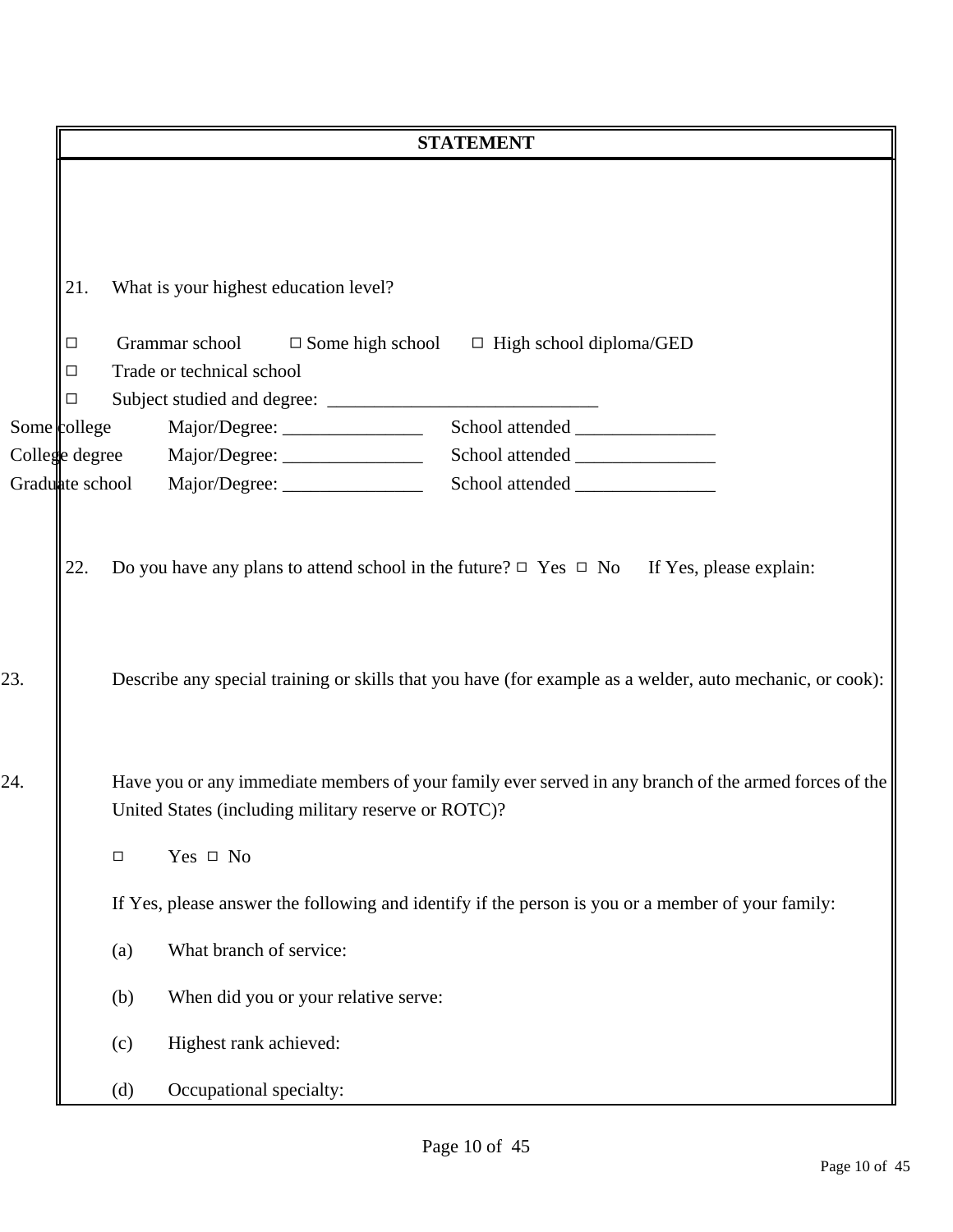**STATEMENT**

21. What is your highest education level?

□ Grammar school □ Some high school □ High school diploma/GED
□ Trade or technical school
□ Subject studied and degree: _____________________________

Some college Major/Degree: _______________ School attended _______________
College degree Major/Degree: _______________ School attended _______________
Graduate school Major/Degree: _______________ School attended _______________

22. Do you have any plans to attend school in the future? □ Yes □ No If Yes, please explain:

23. Describe any special training or skills that you have (for example as a welder, auto mechanic, or cook):

24. Have you or any immediate members of your family ever served in any branch of the armed forces of the United States (including military reserve or ROTC)?

□ Yes □ No

If Yes, please answer the following and identify if the person is you or a member of your family:

(a) What branch of service:

(b) When did you or your relative serve:

(c) Highest rank achieved:

(d) Occupational specialty: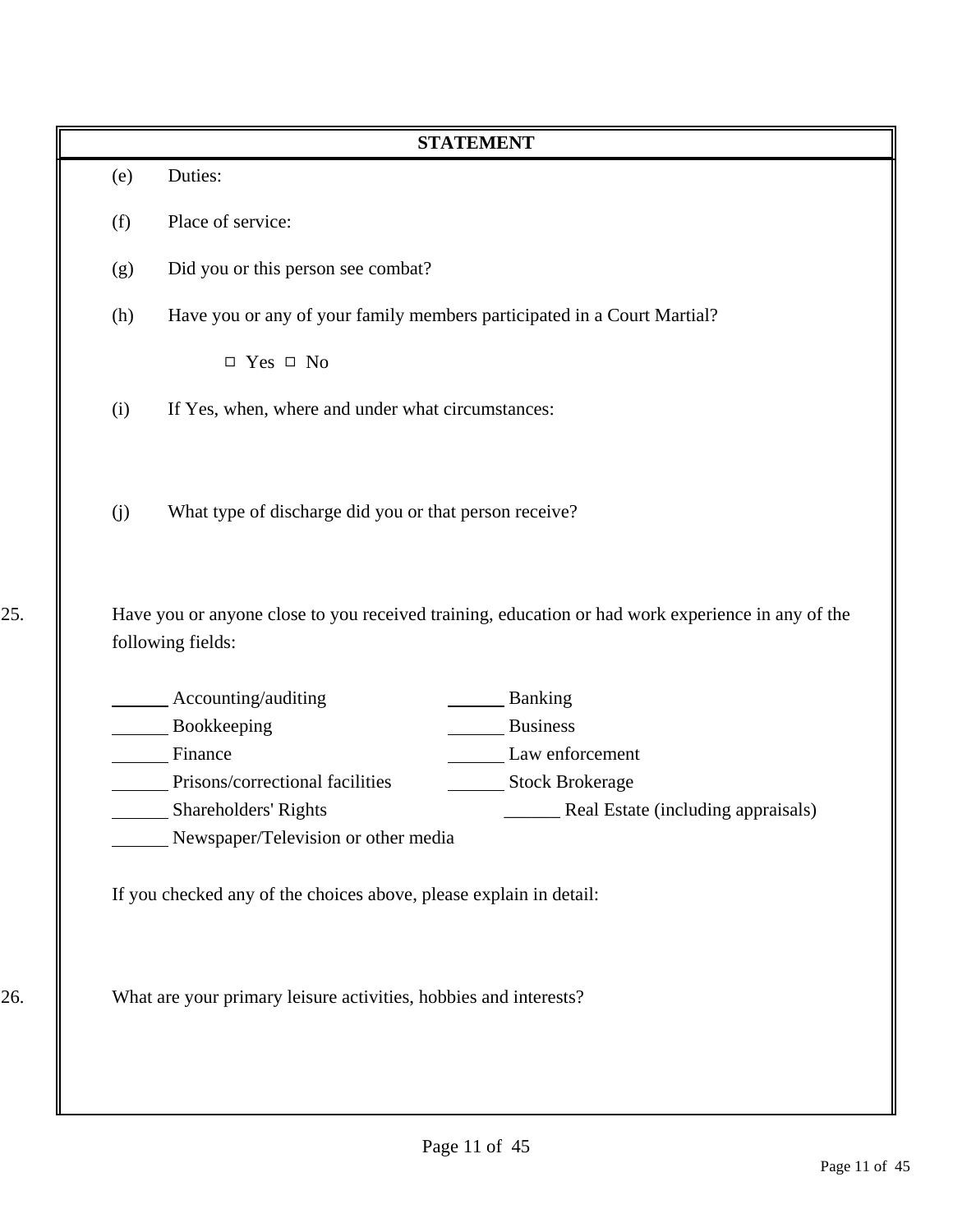**STATEMENT**

(e) Duties:

(f) Place of service:

(g) Did you or this person see combat?

(h) Have you or any of your family members participated in a Court Martial?

□ Yes □ No

(i) If Yes, when, where and under what circumstances:

(j) What type of discharge did you or that person receive?

25. Have you or anyone close to you received training, education or had work experience in any of the following fields:

______ Accounting/auditing
______ Banking
______ Bookkeeping
______ Business
______ Finance
______ Law enforcement
______ Prisons/correctional facilities
______ Stock Brokerage
______ Shareholders' Rights
______ Real Estate (including appraisals)
______ Newspaper/Television or other media

If you checked any of the choices above, please explain in detail:

26. What are your primary leisure activities, hobbies and interests?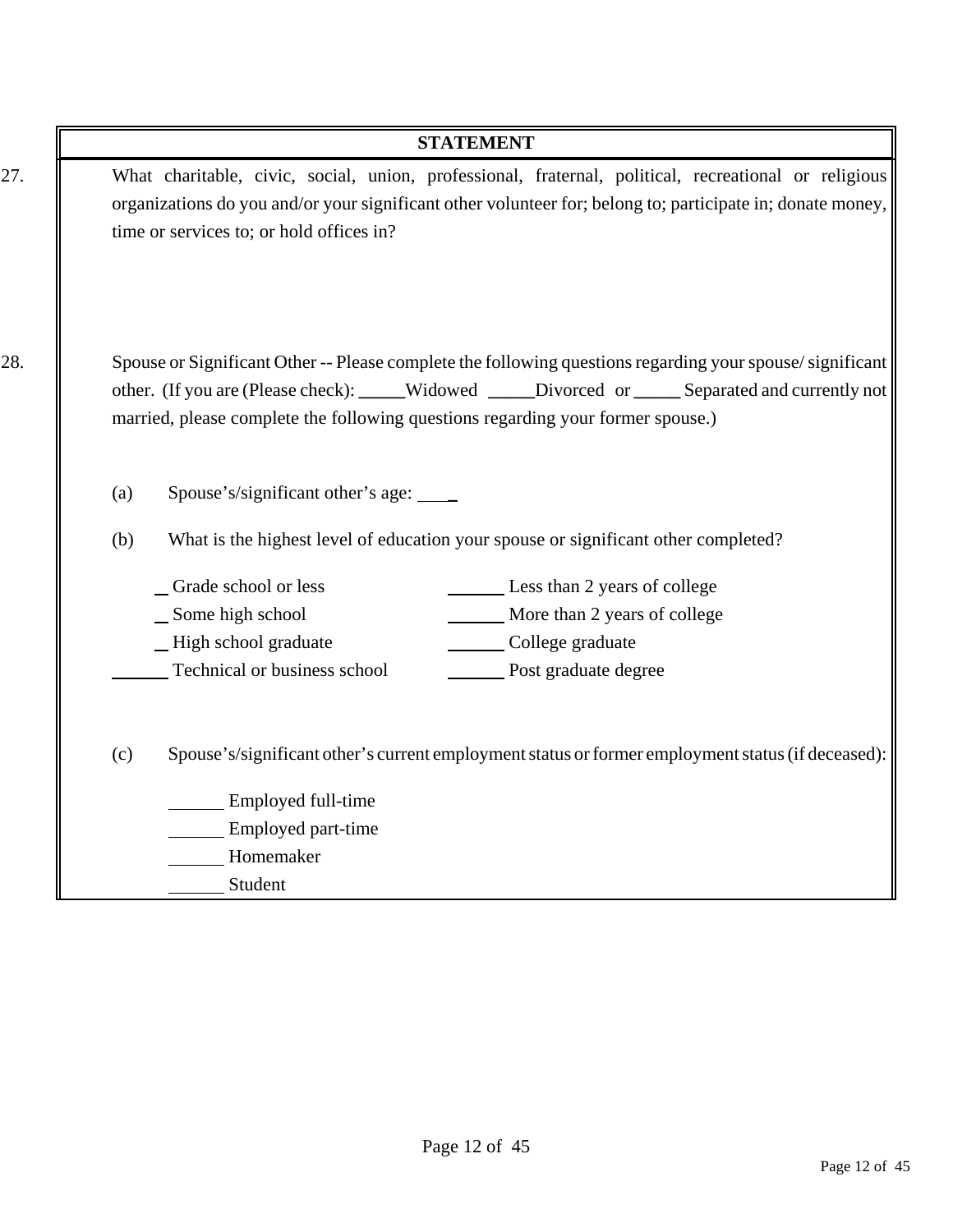**STATEMENT**

27. What charitable, civic, social, union, professional, fraternal, political, recreational or religious organizations do you and/or your significant other volunteer for; belong to; participate in; donate money, time or services to; or hold offices in?

28. Spouse or Significant Other -- Please complete the following questions regarding your spouse/ significant other. (If you are (Please check): _____Widowed _____Divorced or _____ Separated and currently not married, please complete the following questions regarding your former spouse.)

(a) Spouse's/significant other's age: ____

(b) What is the highest level of education your spouse or significant other completed?

_ Grade school or less
_ Some high school
_ High school graduate
______ Technical or business school
______ Less than 2 years of college
______ More than 2 years of college
______ College graduate
______ Post graduate degree

(c) Spouse's/significant other's current employment status or former employment status (if deceased):

______ Employed full-time
______ Employed part-time
______ Homemaker
______ Student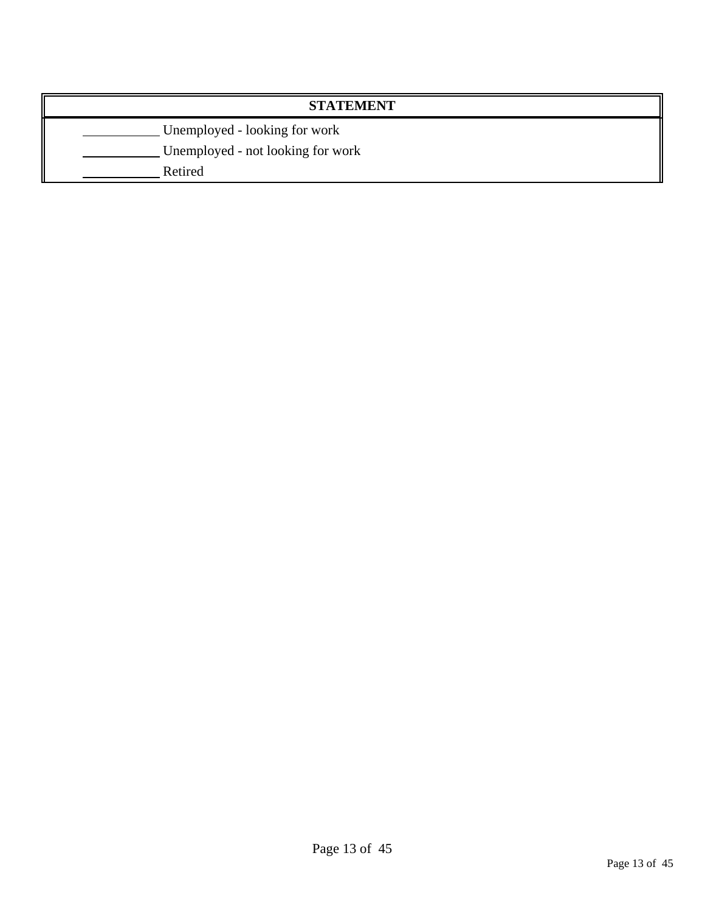| STATEMENT |
| --- |
| ___________ Unemployed - looking for work<br>___________ Unemployed - not looking for work<br>___________ Retired |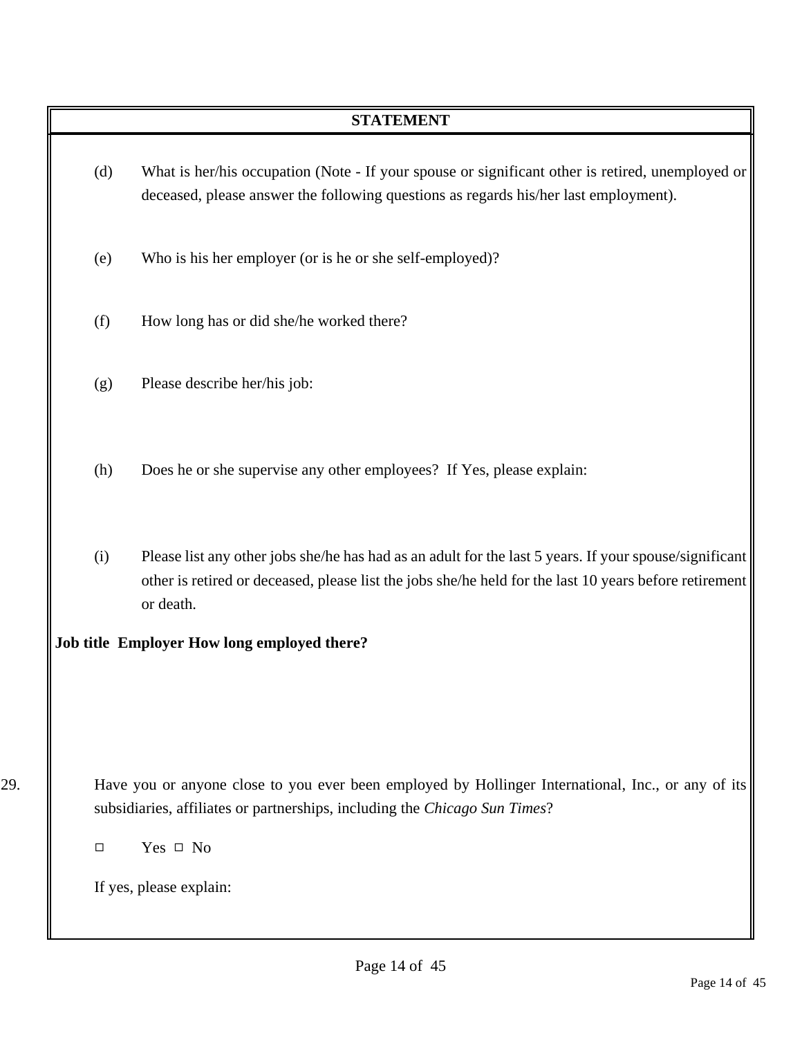**STATEMENT**

(d) What is her/his occupation (Note - If your spouse or significant other is retired, unemployed or deceased, please answer the following questions as regards his/her last employment).

(e) Who is his her employer (or is he or she self-employed)?

(f) How long has or did she/he worked there?

(g) Please describe her/his job:

(h) Does he or she supervise any other employees? If Yes, please explain:

(i) Please list any other jobs she/he has had as an adult for the last 5 years. If your spouse/significant other is retired or deceased, please list the jobs she/he held for the last 10 years before retirement or death.

**Job title Employer How long employed there?**

29. Have you or anyone close to you ever been employed by Hollinger International, Inc., or any of its subsidiaries, affiliates or partnerships, including the *Chicago Sun Times*?

□ Yes □ No

If yes, please explain: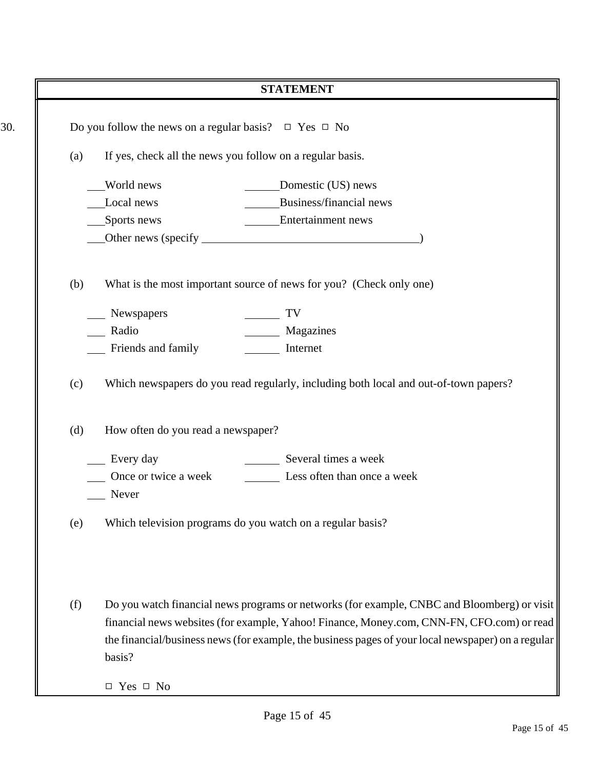**STATEMENT**

30. Do you follow the news on a regular basis? □ Yes □ No

(a) If yes, check all the news you follow on a regular basis.

___World news ______Domestic (US) news
___Local news ______Business/financial news
___Sports news ______Entertainment news
___Other news (specify ____________________________________)

(b) What is the most important source of news for you? (Check only one)

___ Newspapers ______ TV
___ Radio ______ Magazines
___ Friends and family ______ Internet

(c) Which newspapers do you read regularly, including both local and out-of-town papers?

(d) How often do you read a newspaper?

___ Every day ______ Several times a week
___ Once or twice a week ______ Less often than once a week
___ Never

(e) Which television programs do you watch on a regular basis?

(f) Do you watch financial news programs or networks (for example, CNBC and Bloomberg) or visit financial news websites (for example, Yahoo! Finance, Money.com, CNN-FN, CFO.com) or read the financial/business news (for example, the business pages of your local newspaper) on a regular basis?

□ Yes □ No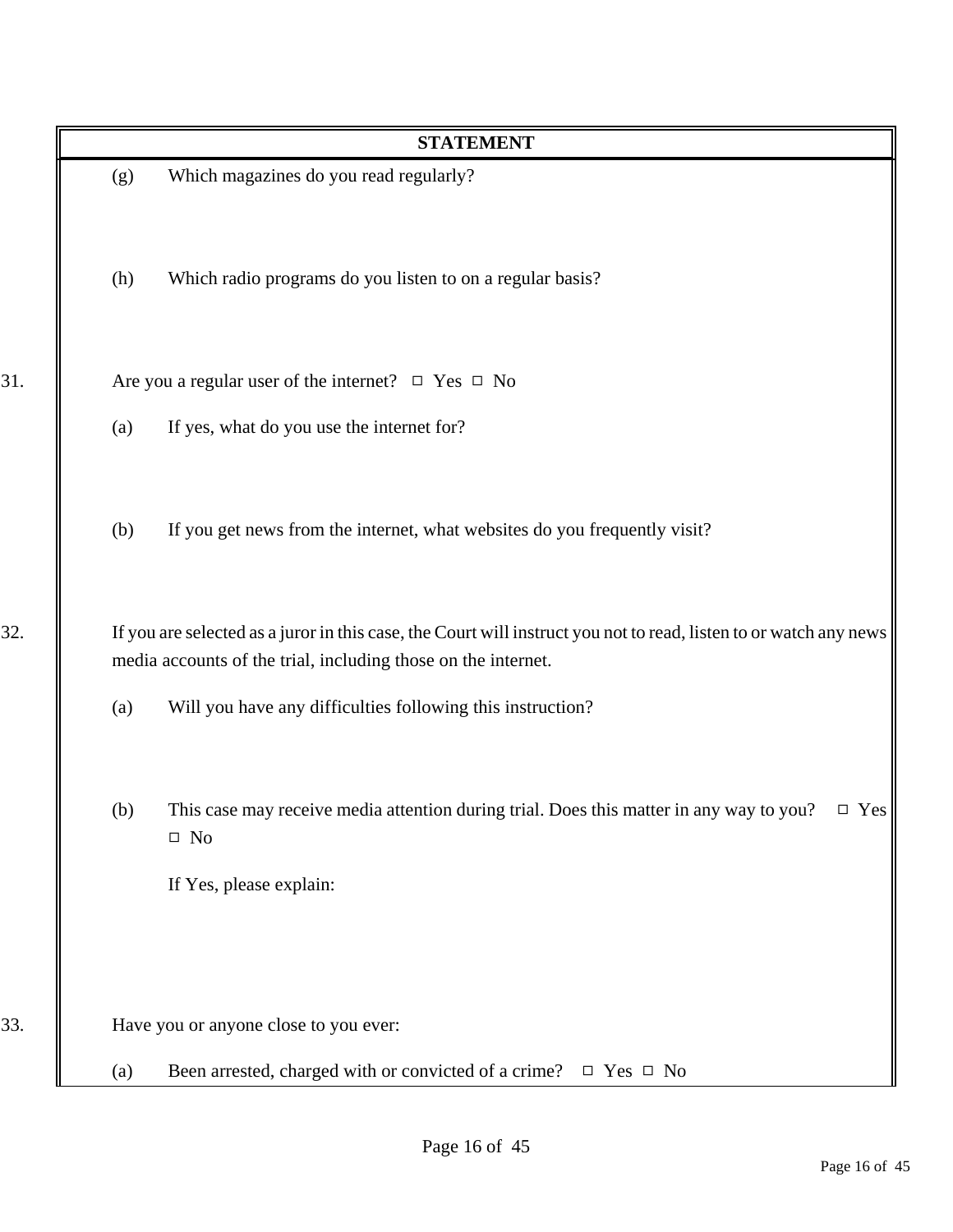**STATEMENT**

(g) Which magazines do you read regularly?

(h) Which radio programs do you listen to on a regular basis?

31. Are you a regular user of the internet? ☐ Yes ☐ No

(a) If yes, what do you use the internet for?

(b) If you get news from the internet, what websites do you frequently visit?

32. If you are selected as a juror in this case, the Court will instruct you not to read, listen to or watch any news media accounts of the trial, including those on the internet.

(a) Will you have any difficulties following this instruction?

(b) This case may receive media attention during trial. Does this matter in any way to you? ☐ Yes ☐ No

If Yes, please explain:

33. Have you or anyone close to you ever:

(a) Been arrested, charged with or convicted of a crime? ☐ Yes ☐ No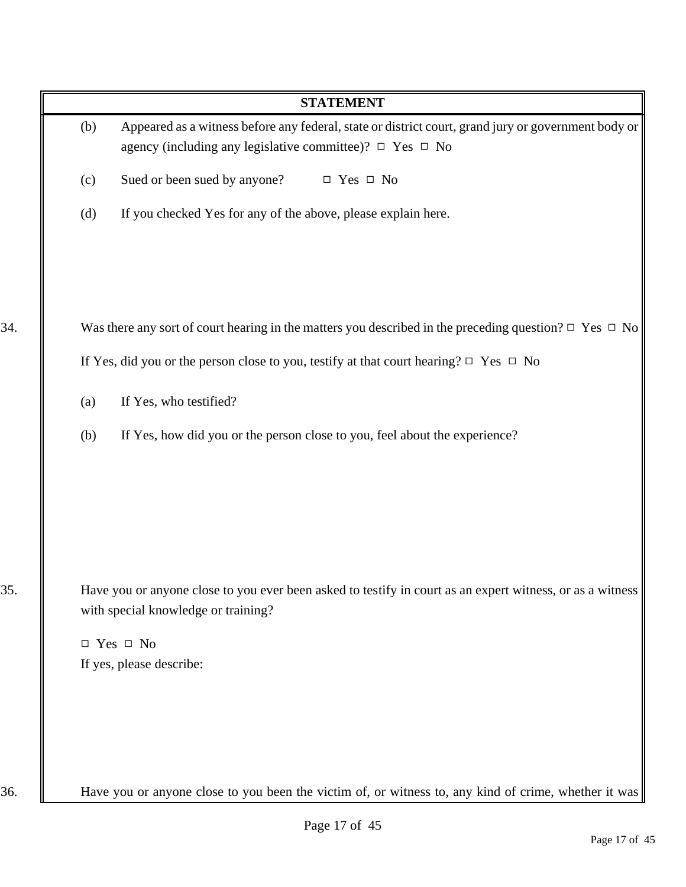**STATEMENT**

(b) Appeared as a witness before any federal, state or district court, grand jury or government body or agency (including any legislative committee)? ☐ Yes ☐ No

(c) Sued or been sued by anyone? ☐ Yes ☐ No

(d) If you checked Yes for any of the above, please explain here.

34. Was there any sort of court hearing in the matters you described in the preceding question? ☐ Yes ☐ No

If Yes, did you or the person close to you, testify at that court hearing? ☐ Yes ☐ No

(a) If Yes, who testified?

(b) If Yes, how did you or the person close to you, feel about the experience?

35. Have you or anyone close to you ever been asked to testify in court as an expert witness, or as a witness with special knowledge or training?

☐ Yes ☐ No

If yes, please describe:

36. Have you or anyone close to you been the victim of, or witness to, any kind of crime, whether it was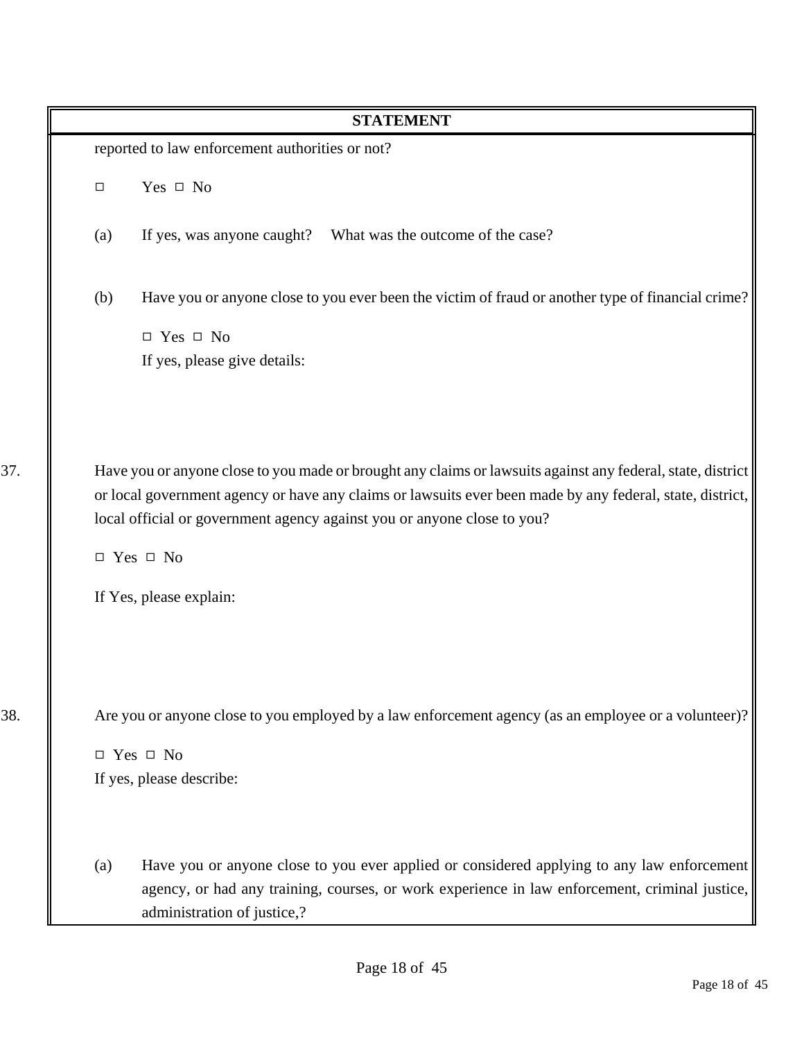**STATEMENT**

reported to law enforcement authorities or not?

□ Yes □ No

(a) If yes, was anyone caught? What was the outcome of the case?

(b) Have you or anyone close to you ever been the victim of fraud or another type of financial crime?

□ Yes □ No

If yes, please give details:

37. Have you or anyone close to you made or brought any claims or lawsuits against any federal, state, district or local government agency or have any claims or lawsuits ever been made by any federal, state, district, local official or government agency against you or anyone close to you?

□ Yes □ No

If Yes, please explain:

38. Are you or anyone close to you employed by a law enforcement agency (as an employee or a volunteer)?

□ Yes □ No

If yes, please describe:

(a) Have you or anyone close to you ever applied or considered applying to any law enforcement agency, or had any training, courses, or work experience in law enforcement, criminal justice, administration of justice,?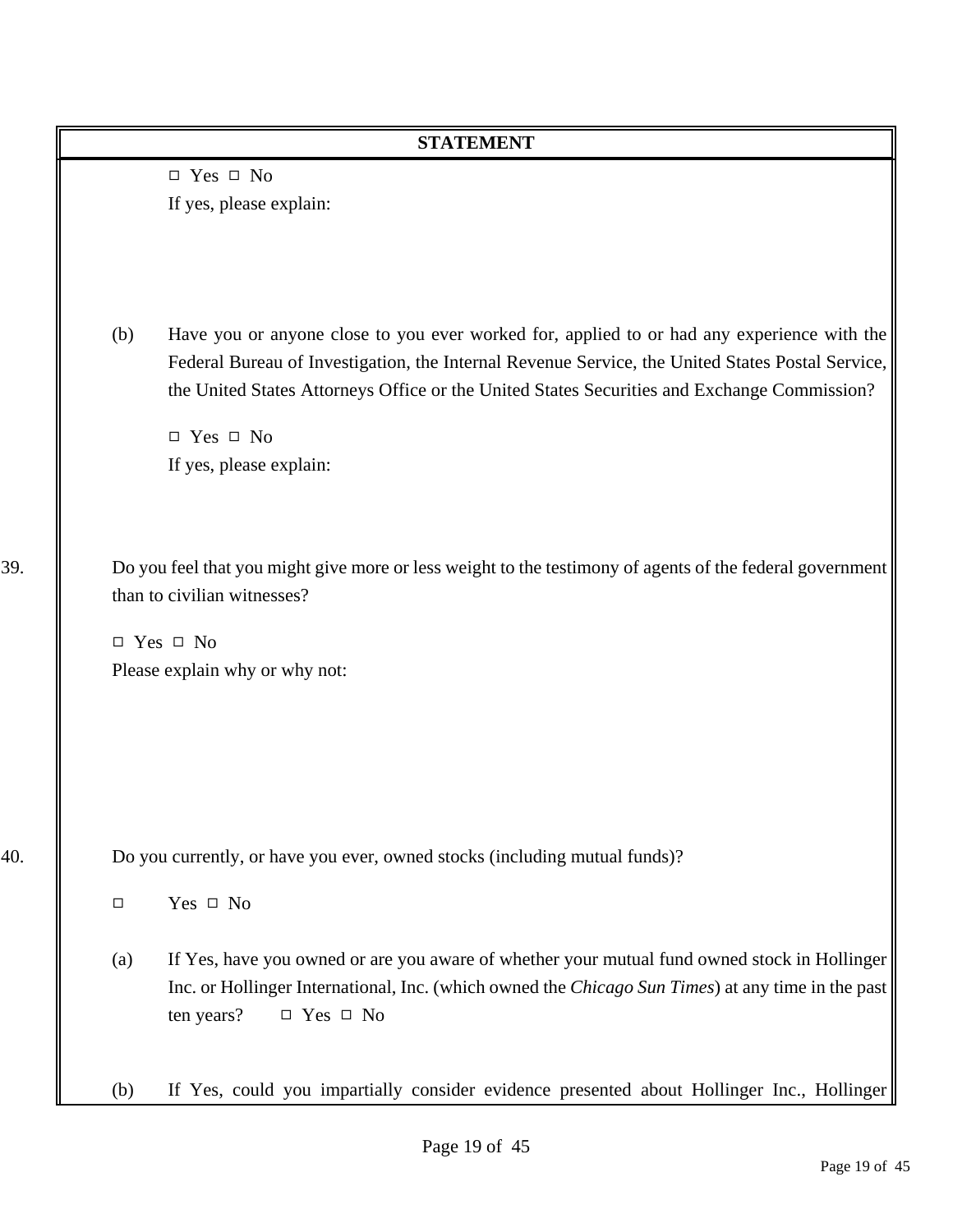**STATEMENT**

☐ Yes ☐ No
If yes, please explain:

(b) Have you or anyone close to you ever worked for, applied to or had any experience with the Federal Bureau of Investigation, the Internal Revenue Service, the United States Postal Service, the United States Attorneys Office or the United States Securities and Exchange Commission?

☐ Yes ☐ No
If yes, please explain:

39. Do you feel that you might give more or less weight to the testimony of agents of the federal government than to civilian witnesses?

☐ Yes ☐ No
Please explain why or why not:

40. Do you currently, or have you ever, owned stocks (including mutual funds)?

☐ Yes ☐ No

(a) If Yes, have you owned or are you aware of whether your mutual fund owned stock in Hollinger Inc. or Hollinger International, Inc. (which owned the *Chicago Sun Times*) at any time in the past ten years? ☐ Yes ☐ No

(b) If Yes, could you impartially consider evidence presented about Hollinger Inc., Hollinger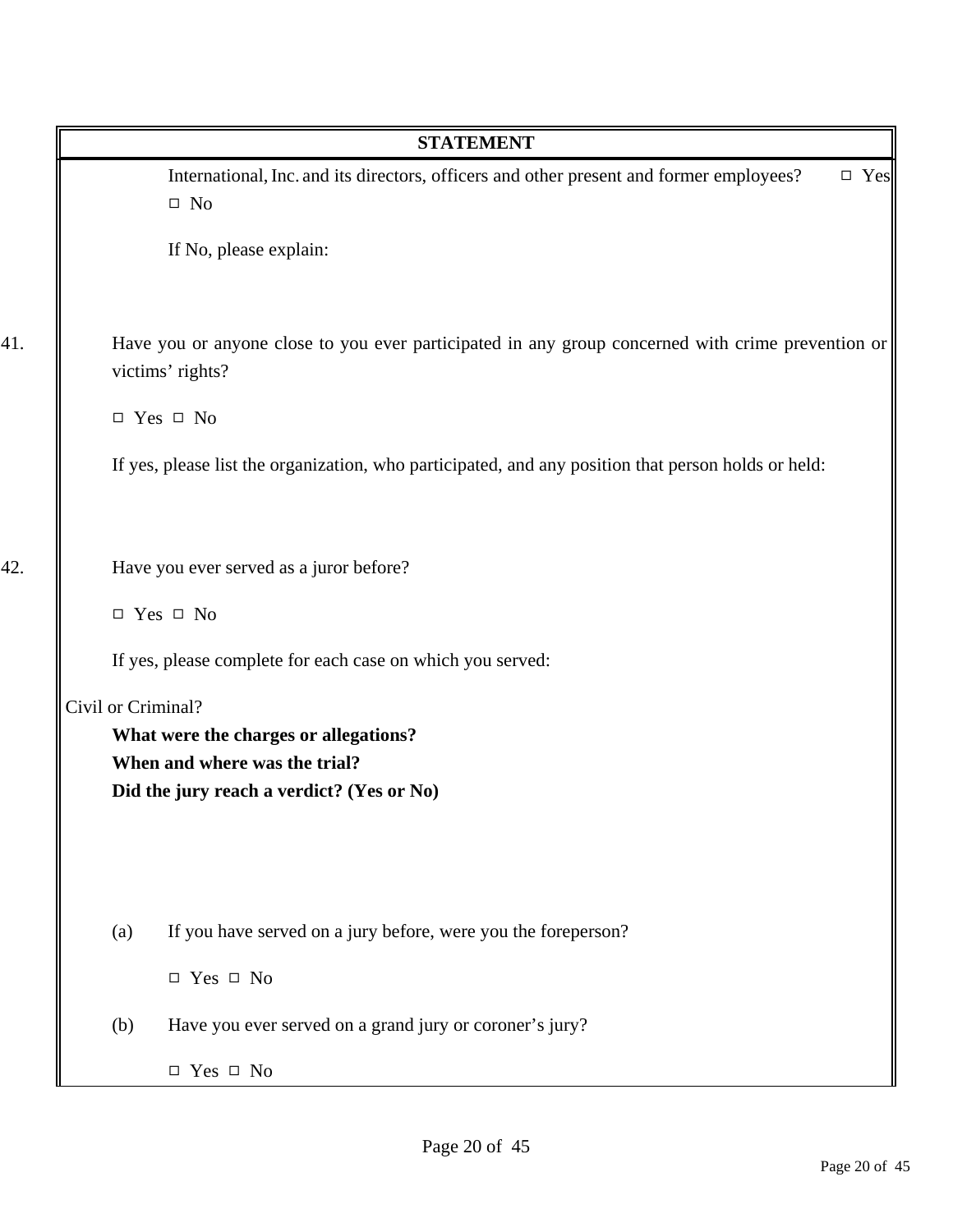**STATEMENT**

International, Inc. and its directors, officers and other present and former employees? ☐ Yes ☐ No

If No, please explain:

41. Have you or anyone close to you ever participated in any group concerned with crime prevention or victims' rights?

☐ Yes ☐ No

If yes, please list the organization, who participated, and any position that person holds or held:

42. Have you ever served as a juror before?

☐ Yes ☐ No

If yes, please complete for each case on which you served:

Civil or Criminal?

**What were the charges or allegations?**

**When and where was the trial?**

**Did the jury reach a verdict? (Yes or No)**

(a) If you have served on a jury before, were you the foreperson?

☐ Yes ☐ No

(b) Have you ever served on a grand jury or coroner's jury?

☐ Yes ☐ No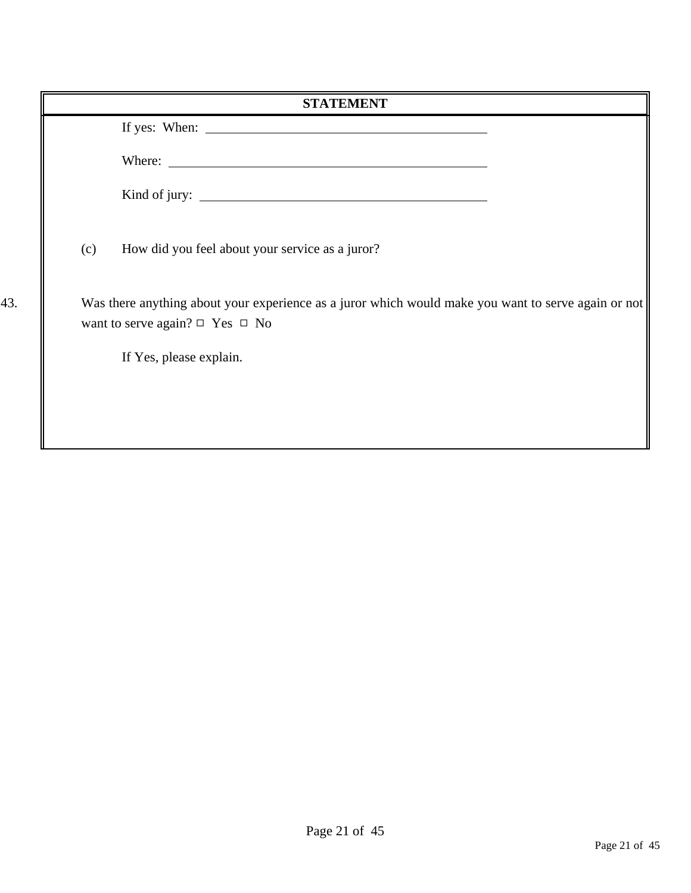**STATEMENT**

If yes: When: \_\_\_\_\_\_\_\_\_\_\_\_\_\_\_\_\_\_\_\_\_\_\_\_\_\_\_\_\_\_\_\_\_\_\_\_\_\_\_\_

Where: \_\_\_\_\_\_\_\_\_\_\_\_\_\_\_\_\_\_\_\_\_\_\_\_\_\_\_\_\_\_\_\_\_\_\_\_\_\_\_\_\_\_\_\_

Kind of jury: \_\_\_\_\_\_\_\_\_\_\_\_\_\_\_\_\_\_\_\_\_\_\_\_\_\_\_\_\_\_\_\_\_\_\_\_\_\_\_\_

(c) How did you feel about your service as a juror?

43. Was there anything about your experience as a juror which would make you want to serve again or not want to serve again? ☐ Yes ☐ No

If Yes, please explain.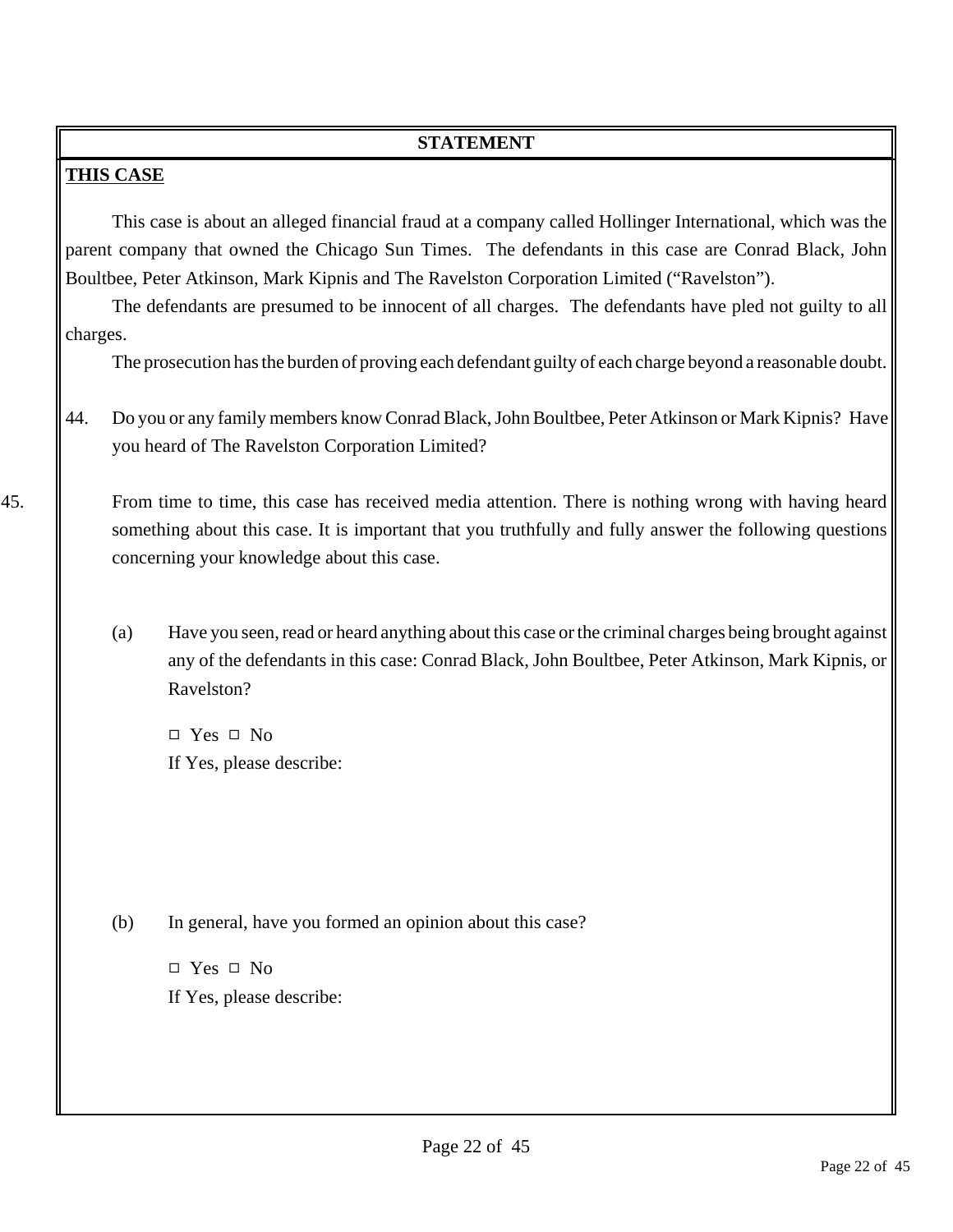**STATEMENT**

**THIS CASE**

This case is about an alleged financial fraud at a company called Hollinger International, which was the parent company that owned the Chicago Sun Times. The defendants in this case are Conrad Black, John Boultbee, Peter Atkinson, Mark Kipnis and The Ravelston Corporation Limited ("Ravelston").

The defendants are presumed to be innocent of all charges. The defendants have pled not guilty to all charges.

The prosecution has the burden of proving each defendant guilty of each charge beyond a reasonable doubt.

44. Do you or any family members know Conrad Black, John Boultbee, Peter Atkinson or Mark Kipnis? Have you heard of The Ravelston Corporation Limited?

45. From time to time, this case has received media attention. There is nothing wrong with having heard something about this case. It is important that you truthfully and fully answer the following questions concerning your knowledge about this case.

(a) Have you seen, read or heard anything about this case or the criminal charges being brought against any of the defendants in this case: Conrad Black, John Boultbee, Peter Atkinson, Mark Kipnis, or Ravelston?

☐ Yes ☐ No

If Yes, please describe:

(b) In general, have you formed an opinion about this case?

☐ Yes ☐ No

If Yes, please describe: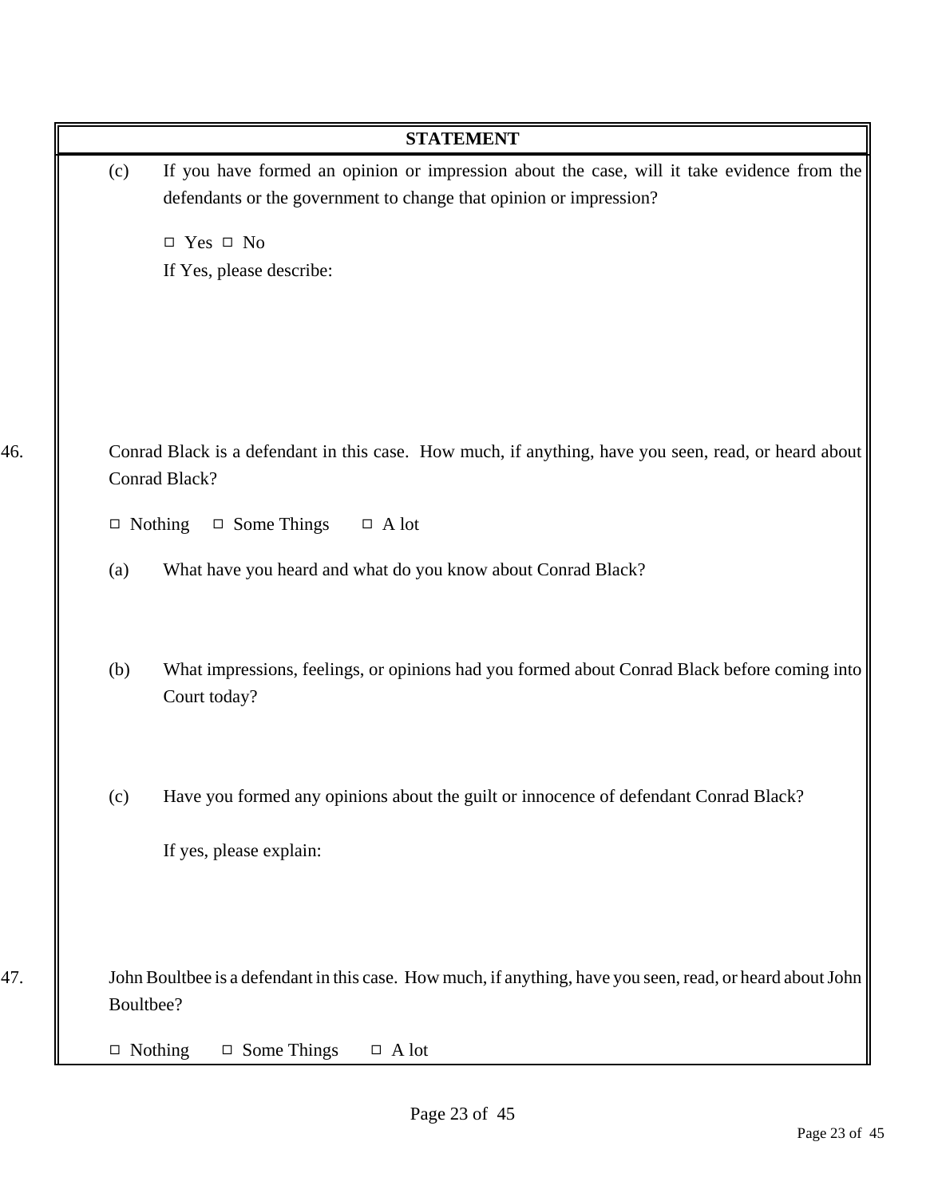**STATEMENT**

(c) If you have formed an opinion or impression about the case, will it take evidence from the defendants or the government to change that opinion or impression?

□ Yes □ No

If Yes, please describe:

46. Conrad Black is a defendant in this case. How much, if anything, have you seen, read, or heard about Conrad Black?

□ Nothing □ Some Things □ A lot

(a) What have you heard and what do you know about Conrad Black?

(b) What impressions, feelings, or opinions had you formed about Conrad Black before coming into Court today?

(c) Have you formed any opinions about the guilt or innocence of defendant Conrad Black?

If yes, please explain:

47. John Boultbee is a defendant in this case. How much, if anything, have you seen, read, or heard about John Boultbee?

□ Nothing □ Some Things □ A lot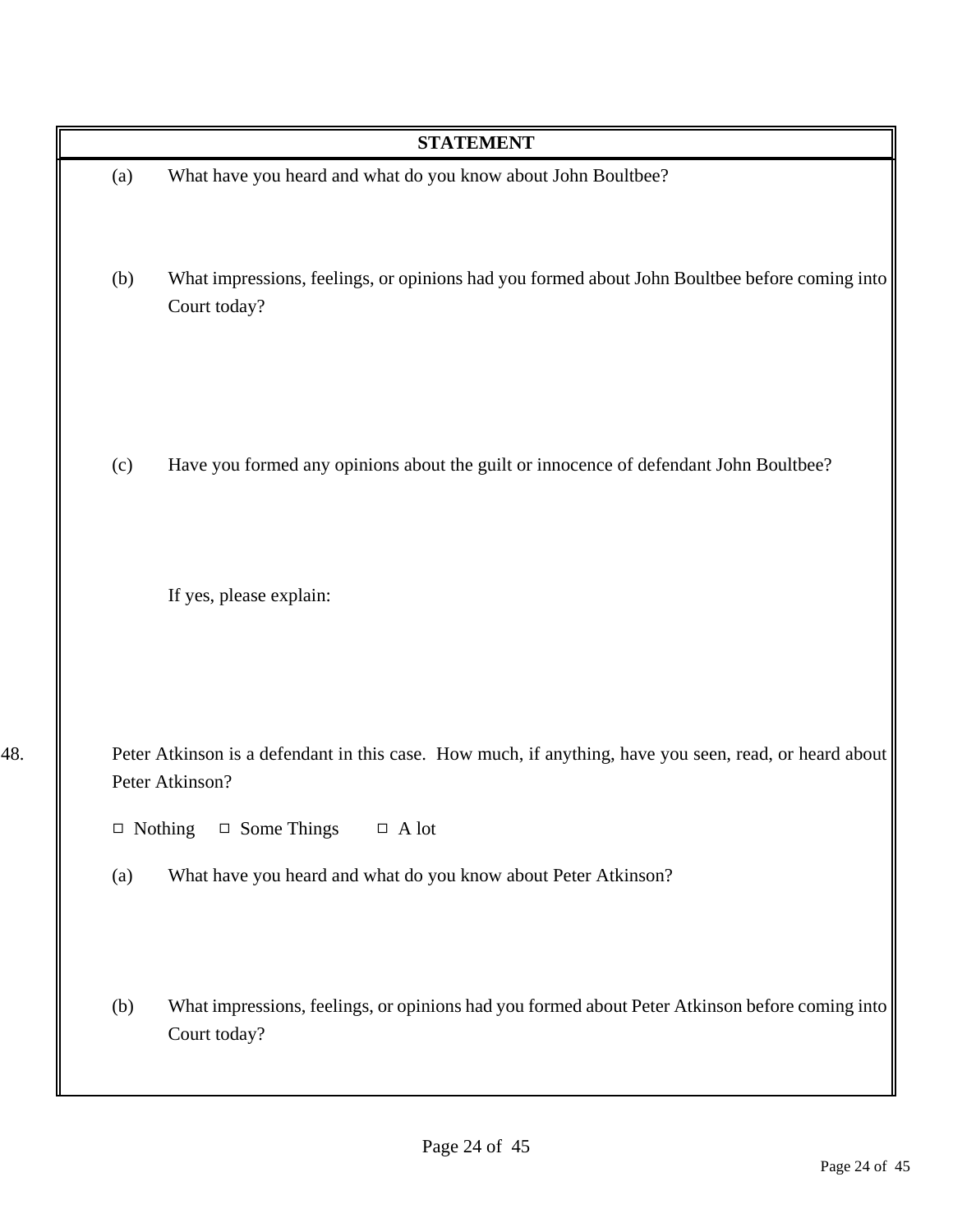**STATEMENT**

(a) What have you heard and what do you know about John Boultbee?

(b) What impressions, feelings, or opinions had you formed about John Boultbee before coming into Court today?

(c) Have you formed any opinions about the guilt or innocence of defendant John Boultbee?

If yes, please explain:

48. Peter Atkinson is a defendant in this case. How much, if anything, have you seen, read, or heard about Peter Atkinson?

□ Nothing □ Some Things □ A lot

(a) What have you heard and what do you know about Peter Atkinson?

(b) What impressions, feelings, or opinions had you formed about Peter Atkinson before coming into Court today?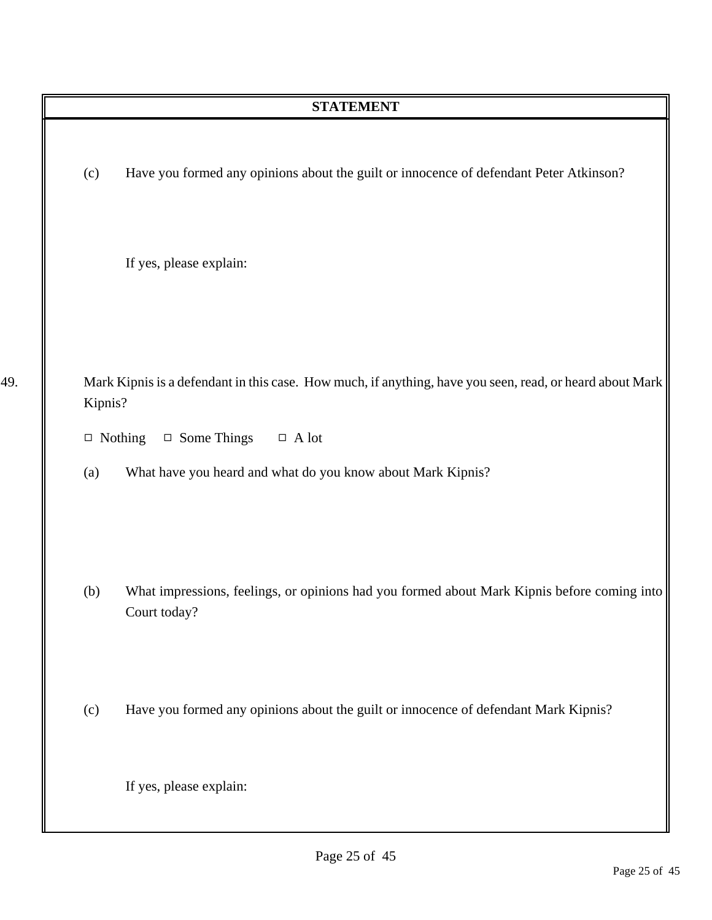**STATEMENT**

(c) Have you formed any opinions about the guilt or innocence of defendant Peter Atkinson?

If yes, please explain:

49. Mark Kipnis is a defendant in this case. How much, if anything, have you seen, read, or heard about Mark Kipnis?

□ Nothing □ Some Things □ A lot

(a) What have you heard and what do you know about Mark Kipnis?

(b) What impressions, feelings, or opinions had you formed about Mark Kipnis before coming into Court today?

(c) Have you formed any opinions about the guilt or innocence of defendant Mark Kipnis?

If yes, please explain: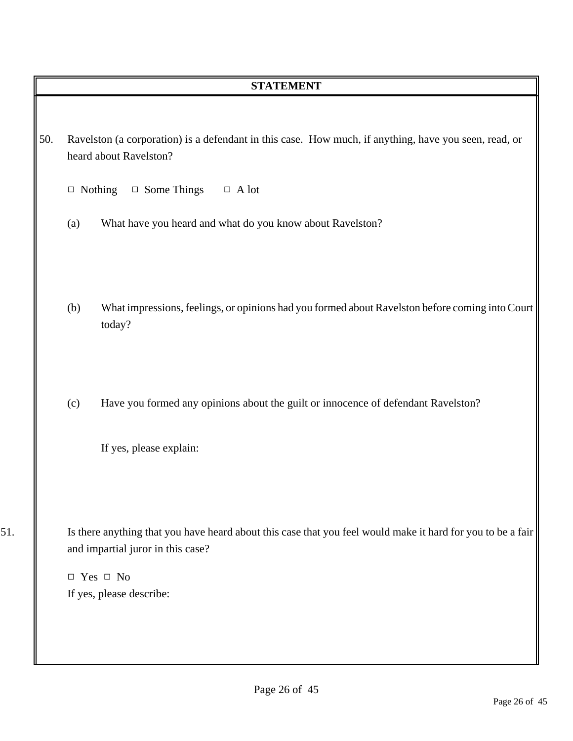**STATEMENT**

50. Ravelston (a corporation) is a defendant in this case. How much, if anything, have you seen, read, or heard about Ravelston?

☐ Nothing ☐ Some Things ☐ A lot

(a) What have you heard and what do you know about Ravelston?

(b) What impressions, feelings, or opinions had you formed about Ravelston before coming into Court today?

(c) Have you formed any opinions about the guilt or innocence of defendant Ravelston?

If yes, please explain:

51. Is there anything that you have heard about this case that you feel would make it hard for you to be a fair and impartial juror in this case?

☐ Yes ☐ No

If yes, please describe: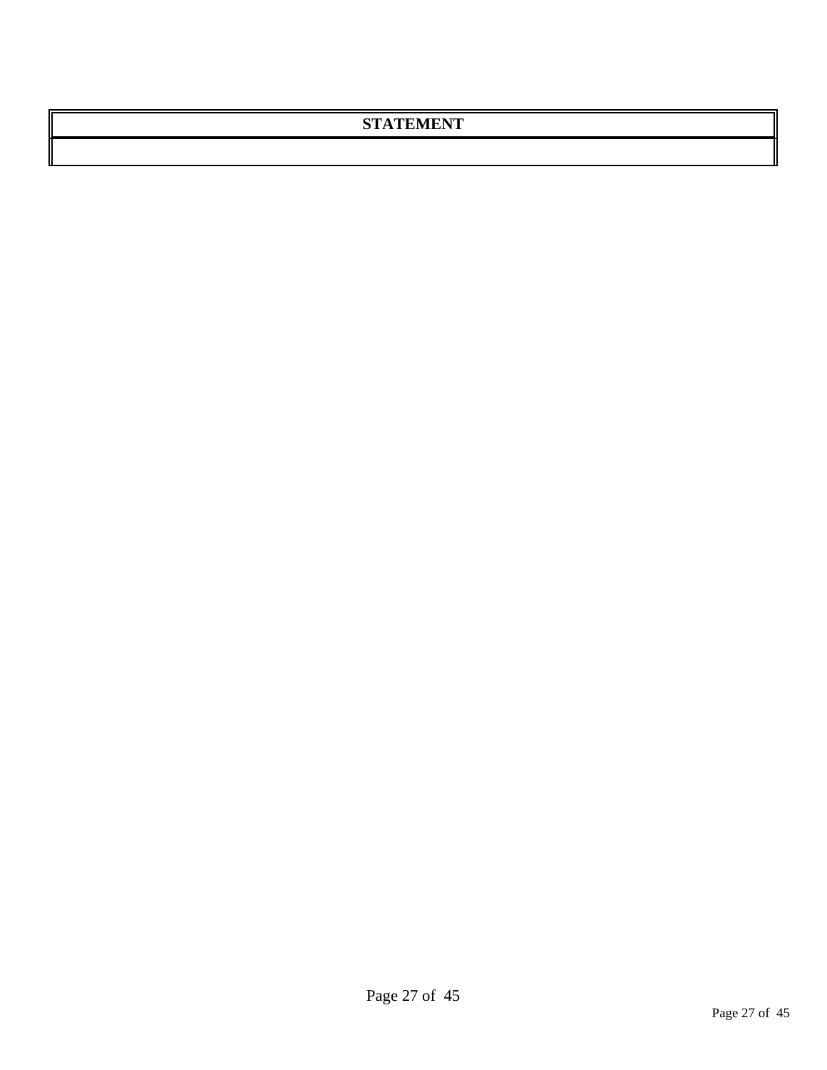| STATEMENT |
| --- |
| |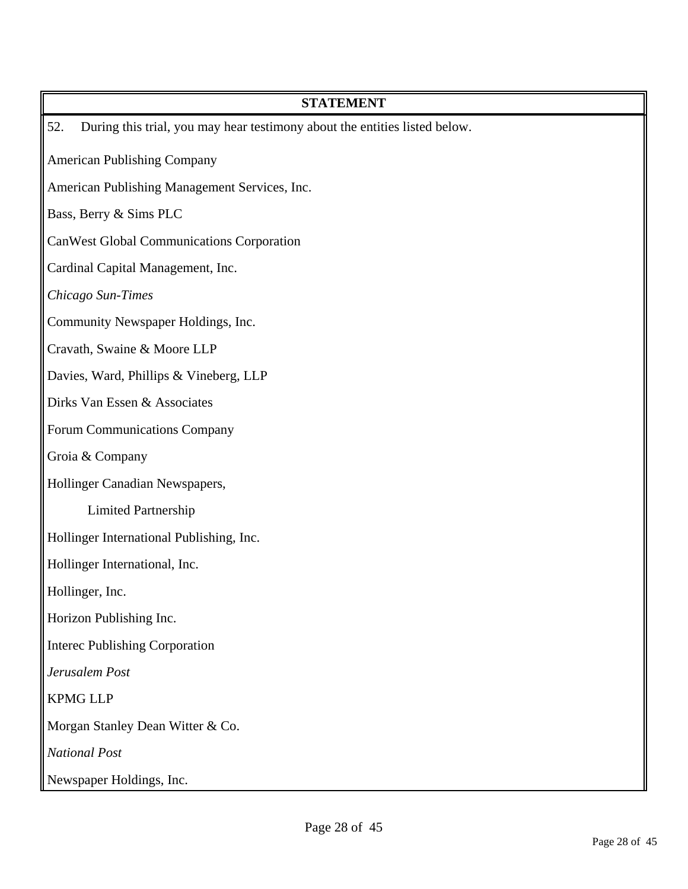**STATEMENT**

52. During this trial, you may hear testimony about the entities listed below.

American Publishing Company

American Publishing Management Services, Inc.

Bass, Berry & Sims PLC

CanWest Global Communications Corporation

Cardinal Capital Management, Inc.

*Chicago Sun-Times*

Community Newspaper Holdings, Inc.

Cravath, Swaine & Moore LLP

Davies, Ward, Phillips & Vineberg, LLP

Dirks Van Essen & Associates

Forum Communications Company

Groia & Company

Hollinger Canadian Newspapers,
    Limited Partnership

Hollinger International Publishing, Inc.

Hollinger International, Inc.

Hollinger, Inc.

Horizon Publishing Inc.

Interec Publishing Corporation

*Jerusalem Post*

KPMG LLP

Morgan Stanley Dean Witter & Co.

*National Post*

Newspaper Holdings, Inc.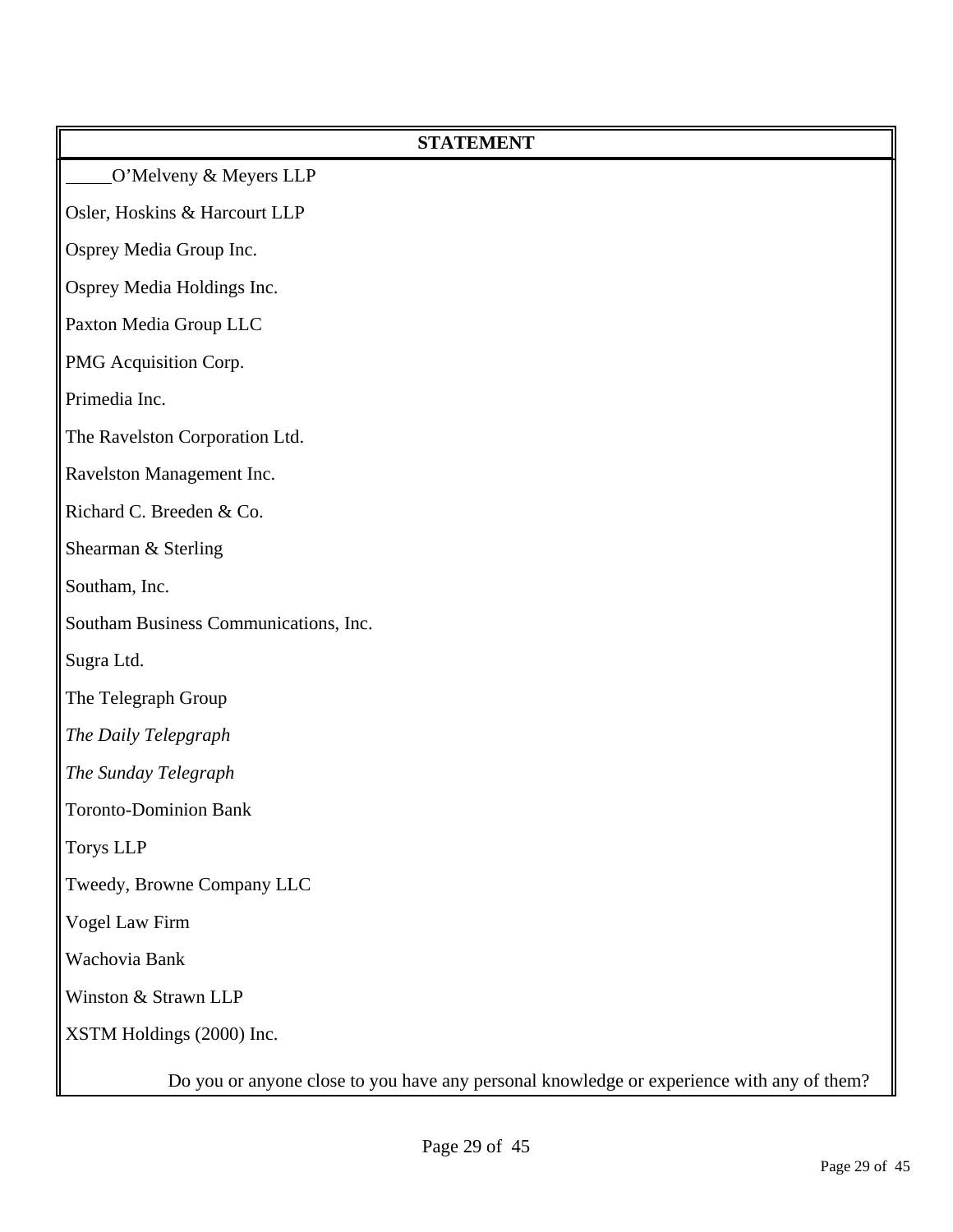| STATEMENT |
| --- |
| _____O'Melveny & Meyers LLP |
| Osler, Hoskins & Harcourt LLP |
| Osprey Media Group Inc. |
| Osprey Media Holdings Inc. |
| Paxton Media Group LLC |
| PMG Acquisition Corp. |
| Primedia Inc. |
| The Ravelston Corporation Ltd. |
| Ravelston Management Inc. |
| Richard C. Breeden & Co. |
| Shearman & Sterling |
| Southam, Inc. |
| Southam Business Communications, Inc. |
| Sugra Ltd. |
| The Telegraph Group |
| *The Daily Telepgraph* |
| *The Sunday Telegraph* |
| Toronto-Dominion Bank |
| Torys LLP |
| Tweedy, Browne Company LLC |
| Vogel Law Firm |
| Wachovia Bank |
| Winston & Strawn LLP |
| XSTM Holdings (2000) Inc. |
| Do you or anyone close to you have any personal knowledge or experience with any of them? |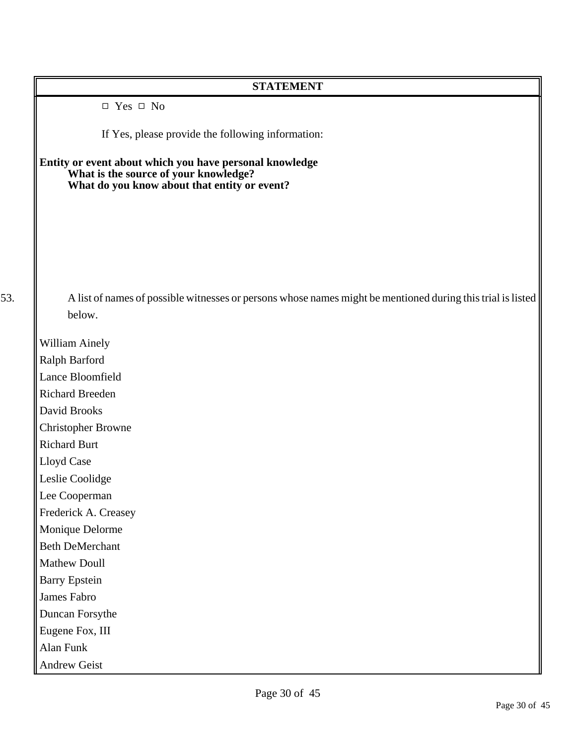**STATEMENT**

□ Yes □ No

If Yes, please provide the following information:

**Entity or event about which you have personal knowledge**
**What is the source of your knowledge?**
**What do you know about that entity or event?**

53. A list of names of possible witnesses or persons whose names might be mentioned during this trial is listed below.

William Ainely
Ralph Barford
Lance Bloomfield
Richard Breeden
David Brooks
Christopher Browne
Richard Burt
Lloyd Case
Leslie Coolidge
Lee Cooperman
Frederick A. Creasey
Monique Delorme
Beth DeMerchant
Mathew Doull
Barry Epstein
James Fabro
Duncan Forsythe
Eugene Fox, III
Alan Funk
Andrew Geist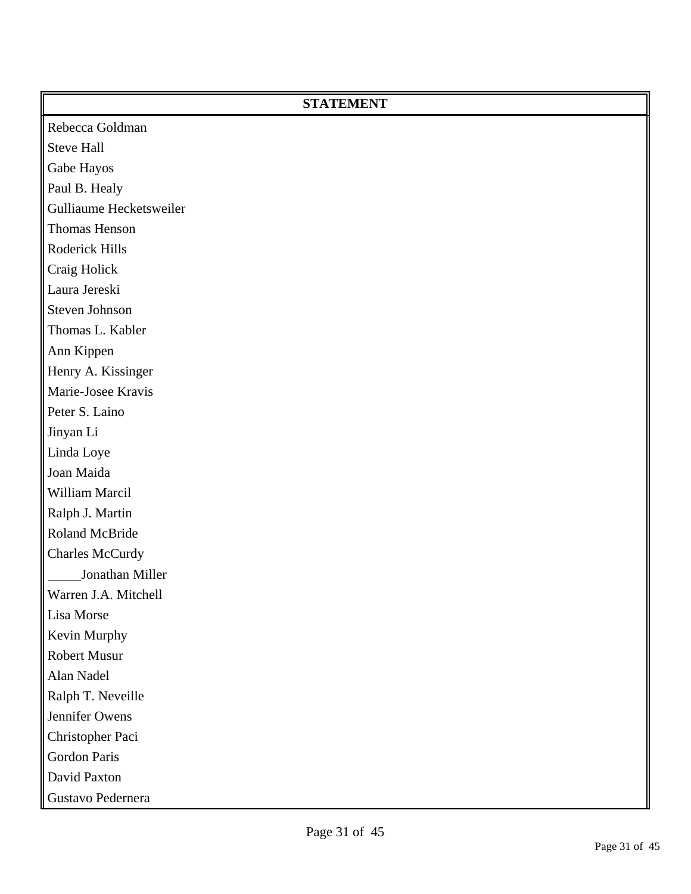| STATEMENT |
| --- |
| Rebecca Goldman |
| Steve Hall |
| Gabe Hayos |
| Paul B. Healy |
| Gulliaume Hecketsweiler |
| Thomas Henson |
| Roderick Hills |
| Craig Holick |
| Laura Jereski |
| Steven Johnson |
| Thomas L. Kabler |
| Ann Kippen |
| Henry A. Kissinger |
| Marie-Josee Kravis |
| Peter S. Laino |
| Jinyan Li |
| Linda Loye |
| Joan Maida |
| William Marcil |
| Ralph J. Martin |
| Roland McBride |
| Charles McCurdy |
| _____Jonathan Miller |
| Warren J.A. Mitchell |
| Lisa Morse |
| Kevin Murphy |
| Robert Musur |
| Alan Nadel |
| Ralph T. Neveille |
| Jennifer Owens |
| Christopher Paci |
| Gordon Paris |
| David Paxton |
| Gustavo Pedernera |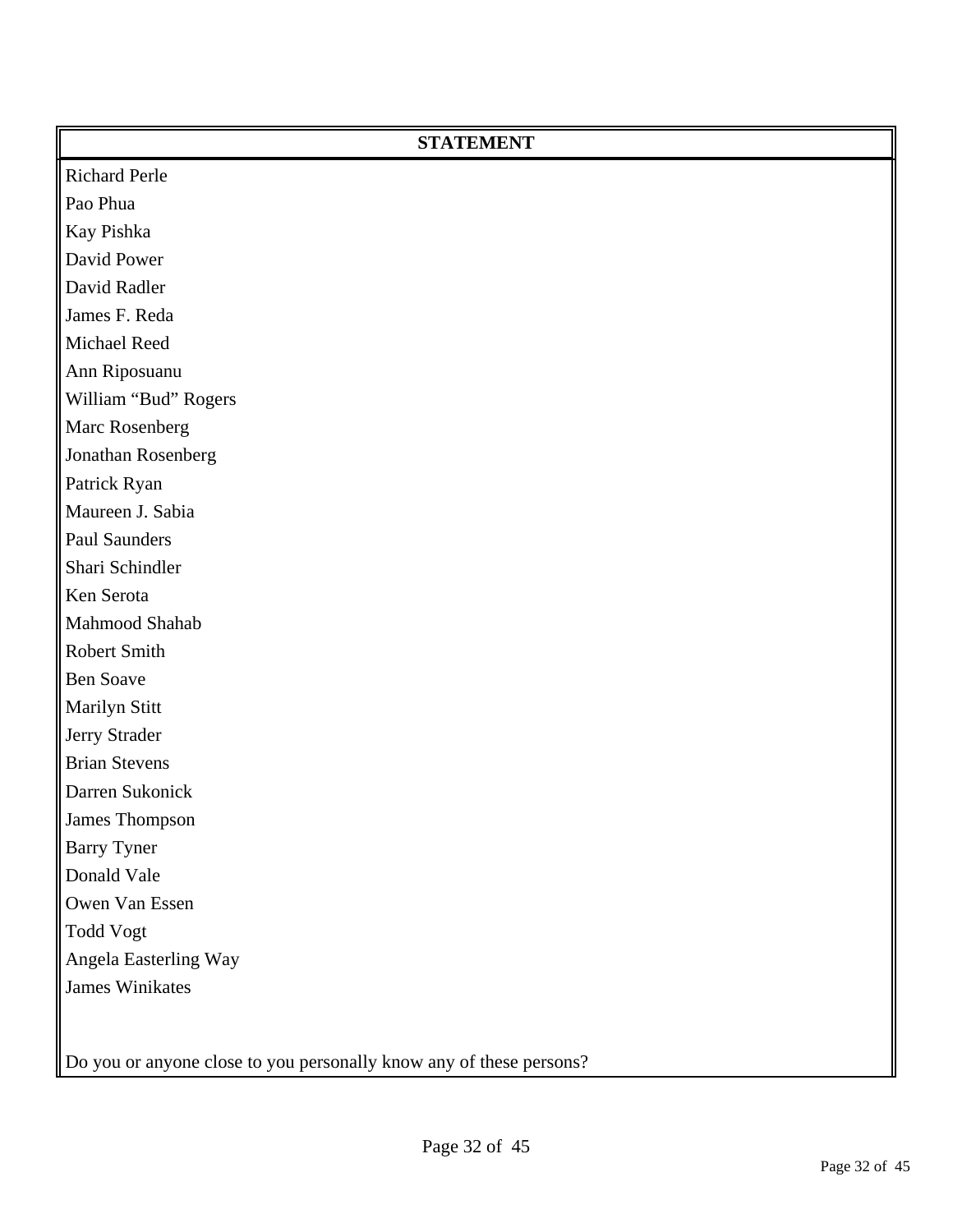**STATEMENT**

Richard Perle
Pao Phua
Kay Pishka
David Power
David Radler
James F. Reda
Michael Reed
Ann Riposuanu
William "Bud" Rogers
Marc Rosenberg
Jonathan Rosenberg
Patrick Ryan
Maureen J. Sabia
Paul Saunders
Shari Schindler
Ken Serota
Mahmood Shahab
Robert Smith
Ben Soave
Marilyn Stitt
Jerry Strader
Brian Stevens
Darren Sukonick
James Thompson
Barry Tyner
Donald Vale
Owen Van Essen
Todd Vogt
Angela Easterling Way
James Winikates

Do you or anyone close to you personally know any of these persons?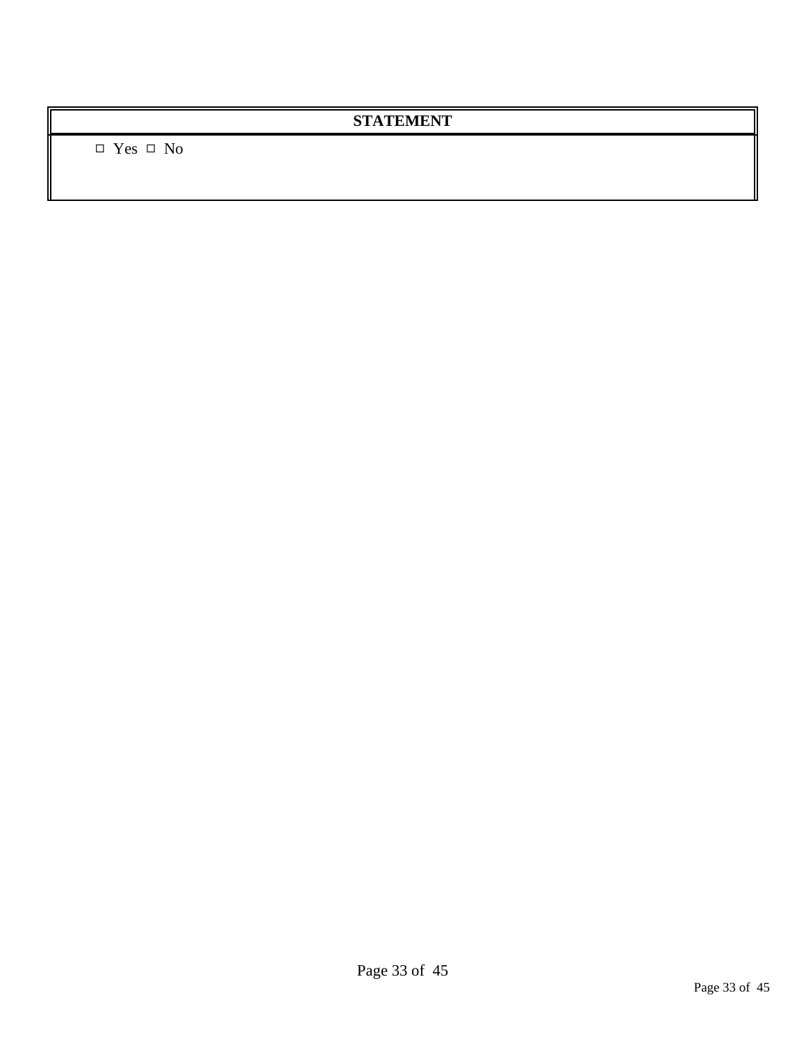| STATEMENT |
| --- |
| ☐ Yes ☐ No |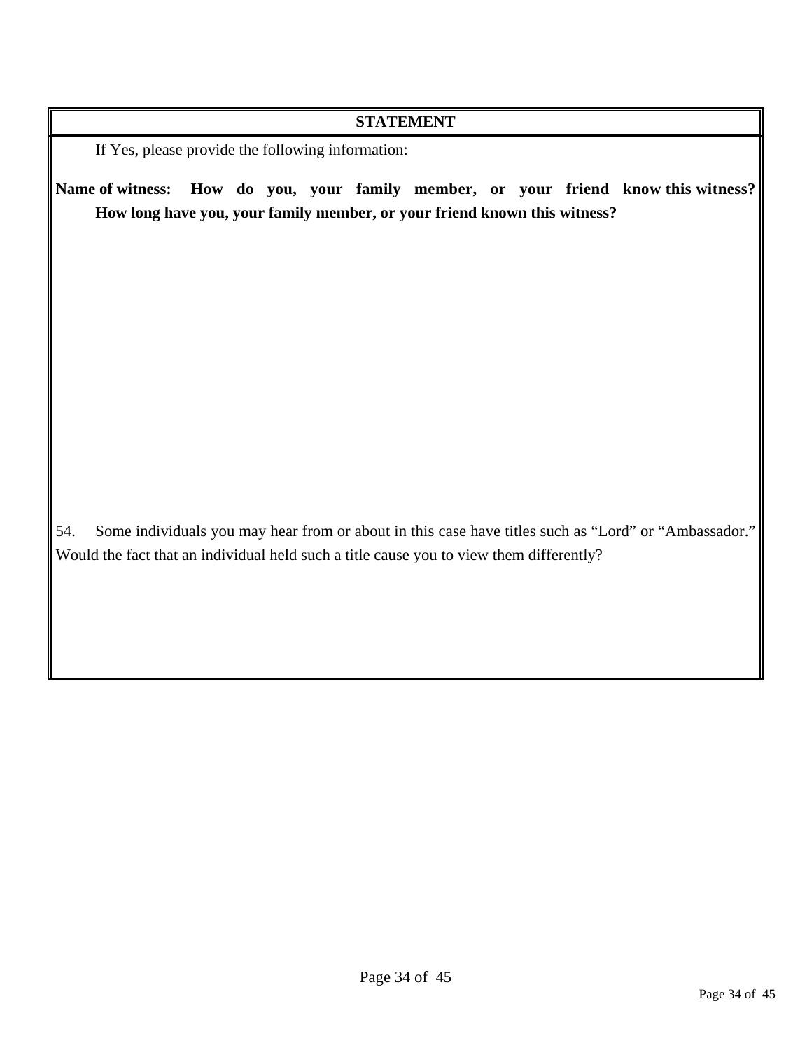**STATEMENT**

If Yes, please provide the following information:

**Name of witness: How do you, your family member, or your friend know this witness? How long have you, your family member, or your friend known this witness?**

54. Some individuals you may hear from or about in this case have titles such as “Lord” or “Ambassador.” Would the fact that an individual held such a title cause you to view them differently?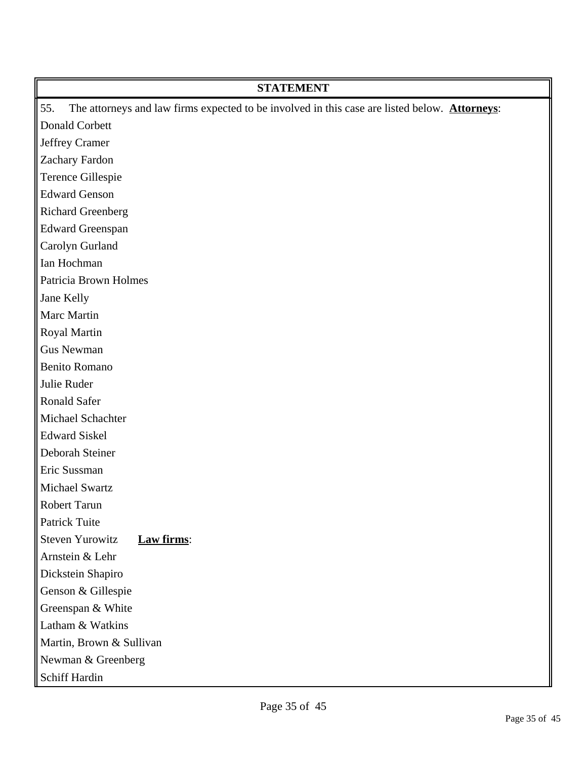## STATEMENT

55. The attorneys and law firms expected to be involved in this case are listed below. **Attorneys**:

Donald Corbett
Jeffrey Cramer
Zachary Fardon
Terence Gillespie
Edward Genson
Richard Greenberg
Edward Greenspan
Carolyn Gurland
Ian Hochman
Patricia Brown Holmes
Jane Kelly
Marc Martin
Royal Martin
Gus Newman
Benito Romano
Julie Ruder
Ronald Safer
Michael Schachter
Edward Siskel
Deborah Steiner
Eric Sussman
Michael Swartz
Robert Tarun
Patrick Tuite
Steven Yurowitz **Law firms**:

Arnstein & Lehr
Dickstein Shapiro
Genson & Gillespie
Greenspan & White
Latham & Watkins
Martin, Brown & Sullivan
Newman & Greenberg
Schiff Hardin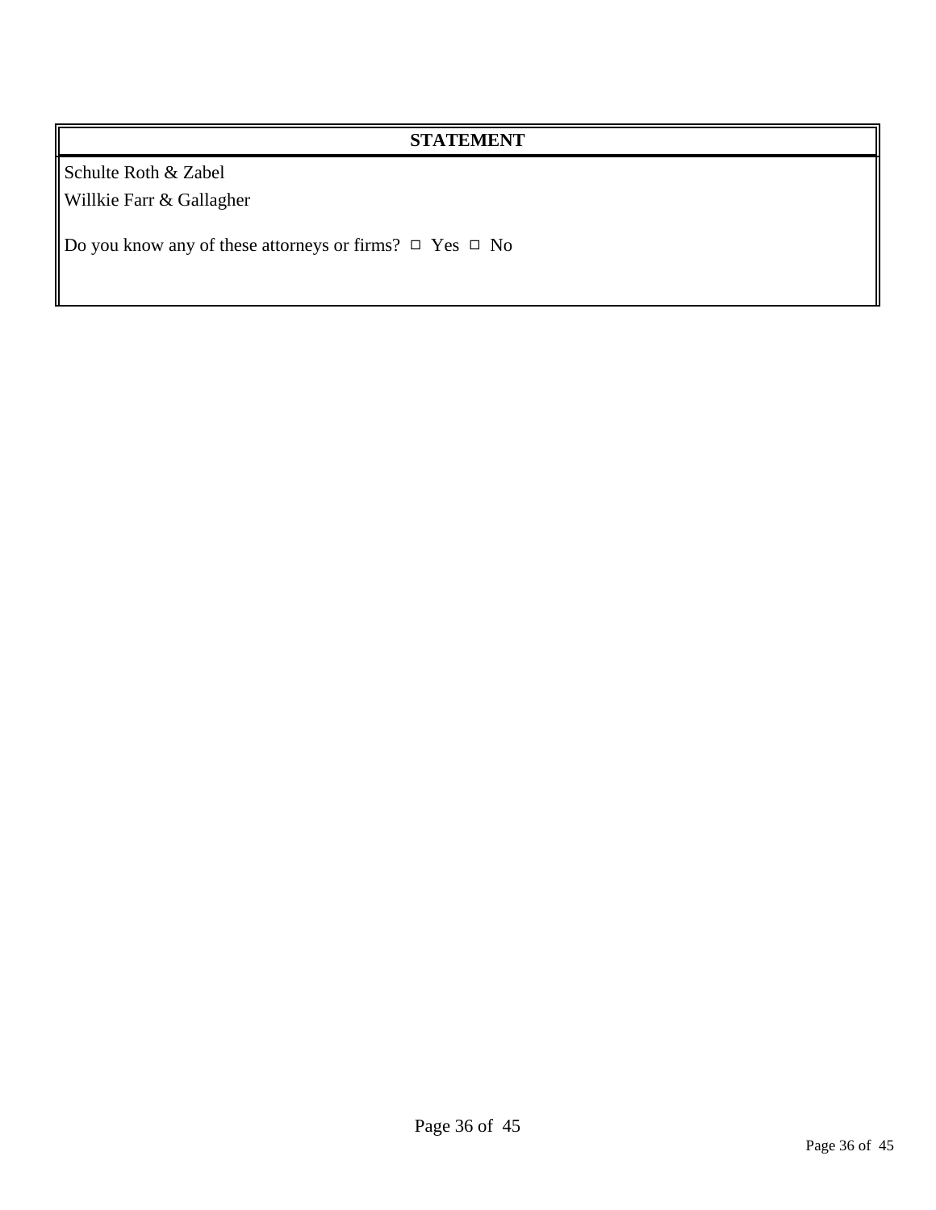**STATEMENT**

Schulte Roth & Zabel

Willkie Farr & Gallagher

Do you know any of these attorneys or firms? ☐ Yes ☐ No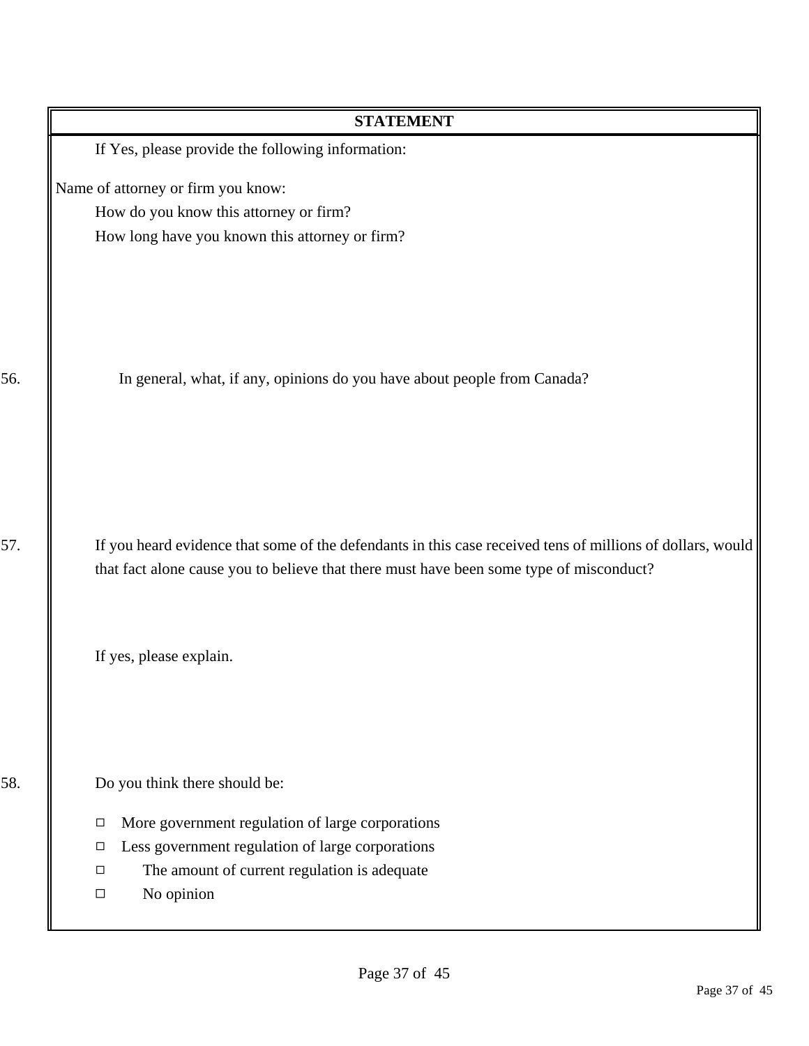**STATEMENT**

If Yes, please provide the following information:

Name of attorney or firm you know:

How do you know this attorney or firm?

How long have you known this attorney or firm?

56. In general, what, if any, opinions do you have about people from Canada?

57. If you heard evidence that some of the defendants in this case received tens of millions of dollars, would that fact alone cause you to believe that there must have been some type of misconduct?

If yes, please explain.

58. Do you think there should be:

- ☐ More government regulation of large corporations
- ☐ Less government regulation of large corporations
- ☐ The amount of current regulation is adequate
- ☐ No opinion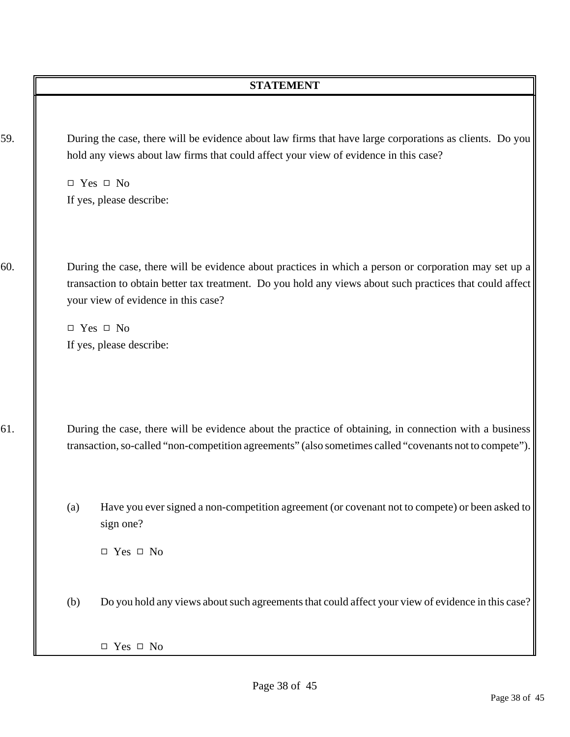**STATEMENT**

59. During the case, there will be evidence about law firms that have large corporations as clients. Do you hold any views about law firms that could affect your view of evidence in this case?

 □ Yes □ No

 If yes, please describe:

60. During the case, there will be evidence about practices in which a person or corporation may set up a transaction to obtain better tax treatment. Do you hold any views about such practices that could affect your view of evidence in this case?

 □ Yes □ No

 If yes, please describe:

61. During the case, there will be evidence about the practice of obtaining, in connection with a business transaction, so-called "non-competition agreements" (also sometimes called "covenants not to compete").

 (a) Have you ever signed a non-competition agreement (or covenant not to compete) or been asked to sign one?

 □ Yes □ No

 (b) Do you hold any views about such agreements that could affect your view of evidence in this case?

 □ Yes □ No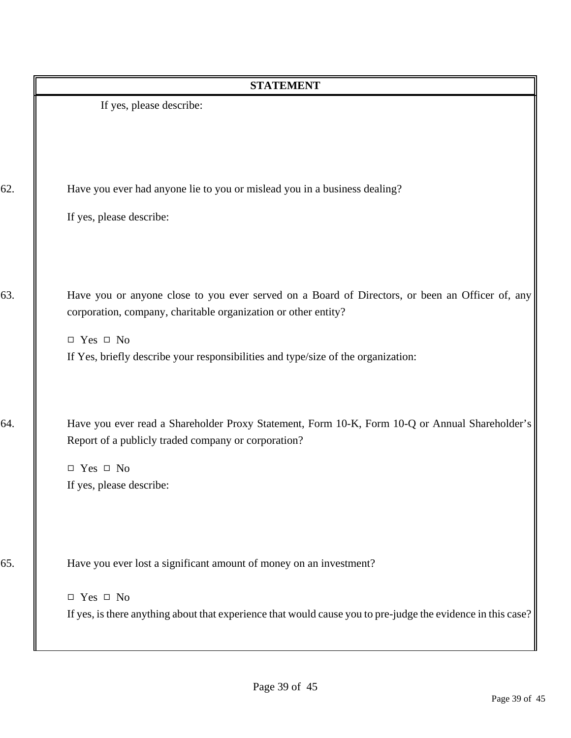**STATEMENT**

If yes, please describe:

62. Have you ever had anyone lie to you or mislead you in a business dealing?

If yes, please describe:

63. Have you or anyone close to you ever served on a Board of Directors, or been an Officer of, any corporation, company, charitable organization or other entity?

□ Yes □ No

If Yes, briefly describe your responsibilities and type/size of the organization:

64. Have you ever read a Shareholder Proxy Statement, Form 10-K, Form 10-Q or Annual Shareholder's Report of a publicly traded company or corporation?

□ Yes □ No

If yes, please describe:

65. Have you ever lost a significant amount of money on an investment?

□ Yes □ No

If yes, is there anything about that experience that would cause you to pre-judge the evidence in this case?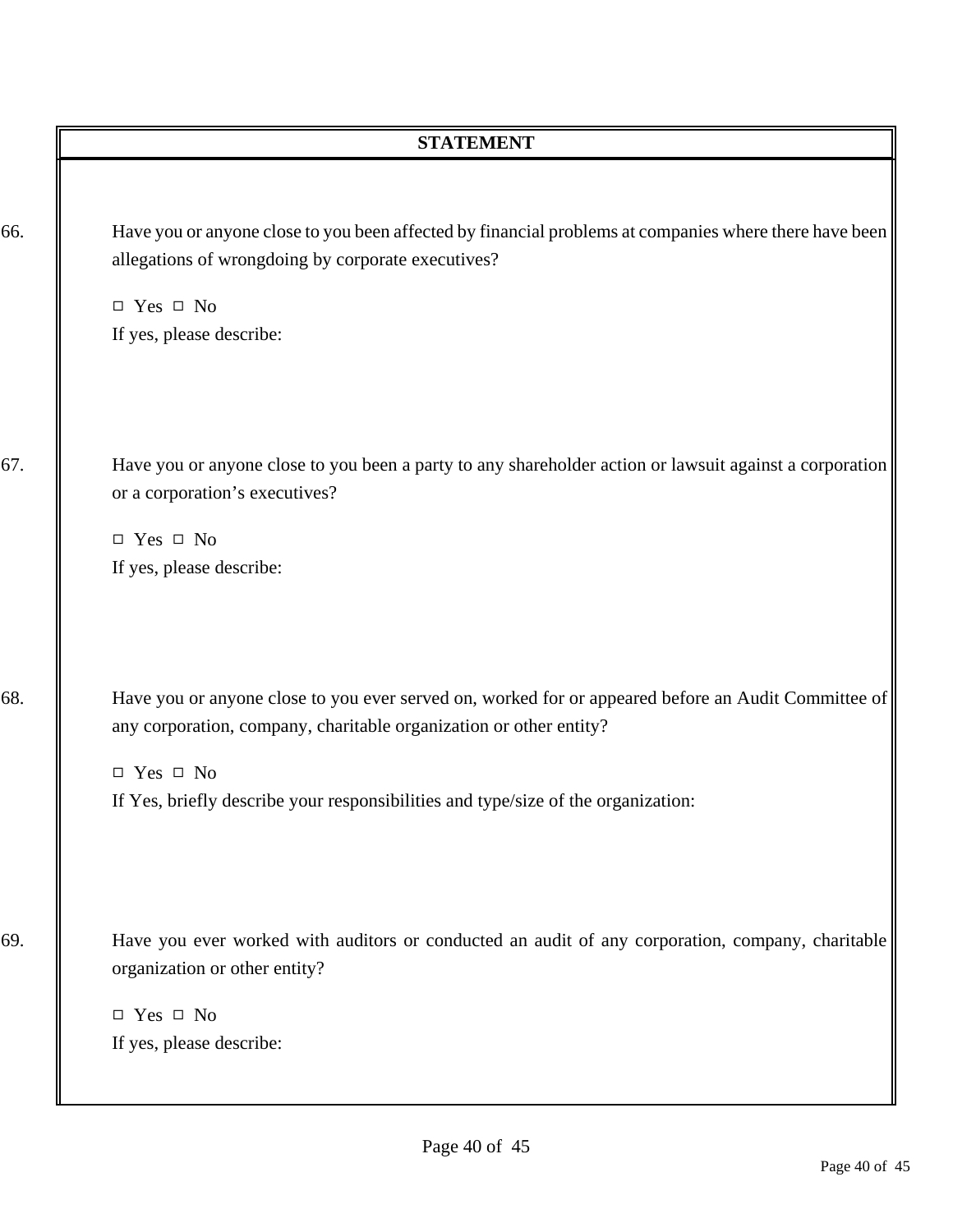## STATEMENT

66. Have you or anyone close to you been affected by financial problems at companies where there have been allegations of wrongdoing by corporate executives?

□ Yes □ No

If yes, please describe:

67. Have you or anyone close to you been a party to any shareholder action or lawsuit against a corporation or a corporation's executives?

□ Yes □ No

If yes, please describe:

68. Have you or anyone close to you ever served on, worked for or appeared before an Audit Committee of any corporation, company, charitable organization or other entity?

□ Yes □ No

If Yes, briefly describe your responsibilities and type/size of the organization:

69. Have you ever worked with auditors or conducted an audit of any corporation, company, charitable organization or other entity?

□ Yes □ No

If yes, please describe: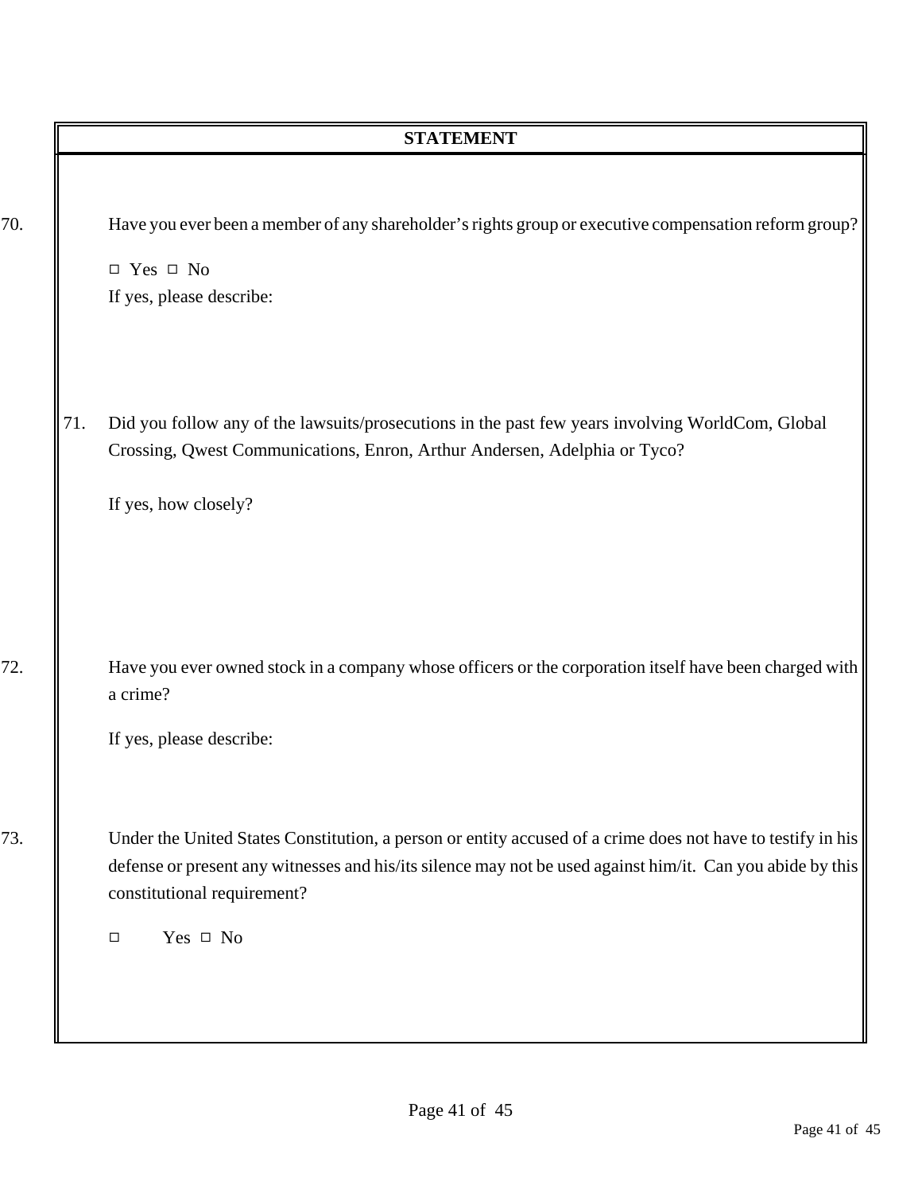**STATEMENT**

70. Have you ever been a member of any shareholder's rights group or executive compensation reform group?

□ Yes □ No

If yes, please describe:

71. Did you follow any of the lawsuits/prosecutions in the past few years involving WorldCom, Global Crossing, Qwest Communications, Enron, Arthur Andersen, Adelphia or Tyco?

If yes, how closely?

72. Have you ever owned stock in a company whose officers or the corporation itself have been charged with a crime?

If yes, please describe:

73. Under the United States Constitution, a person or entity accused of a crime does not have to testify in his defense or present any witnesses and his/its silence may not be used against him/it. Can you abide by this constitutional requirement?

□ Yes □ No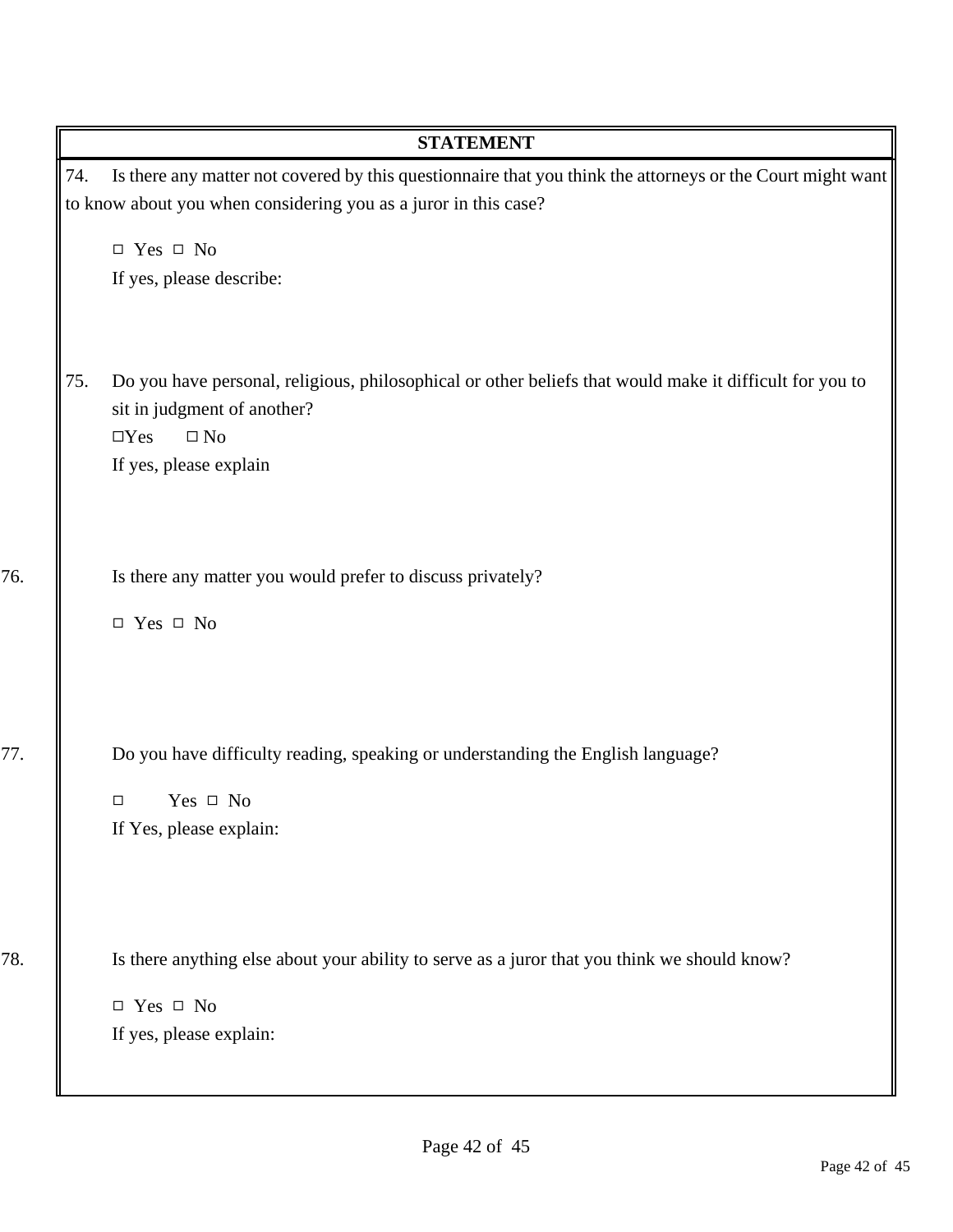## STATEMENT

74. Is there any matter not covered by this questionnaire that you think the attorneys or the Court might want to know about you when considering you as a juror in this case?

☐ Yes ☐ No

If yes, please describe:

75. Do you have personal, religious, philosophical or other beliefs that would make it difficult for you to sit in judgment of another?

☐Yes ☐ No

If yes, please explain

76. Is there any matter you would prefer to discuss privately?

☐ Yes ☐ No

77. Do you have difficulty reading, speaking or understanding the English language?

☐ Yes ☐ No

If Yes, please explain:

78. Is there anything else about your ability to serve as a juror that you think we should know?

☐ Yes ☐ No

If yes, please explain: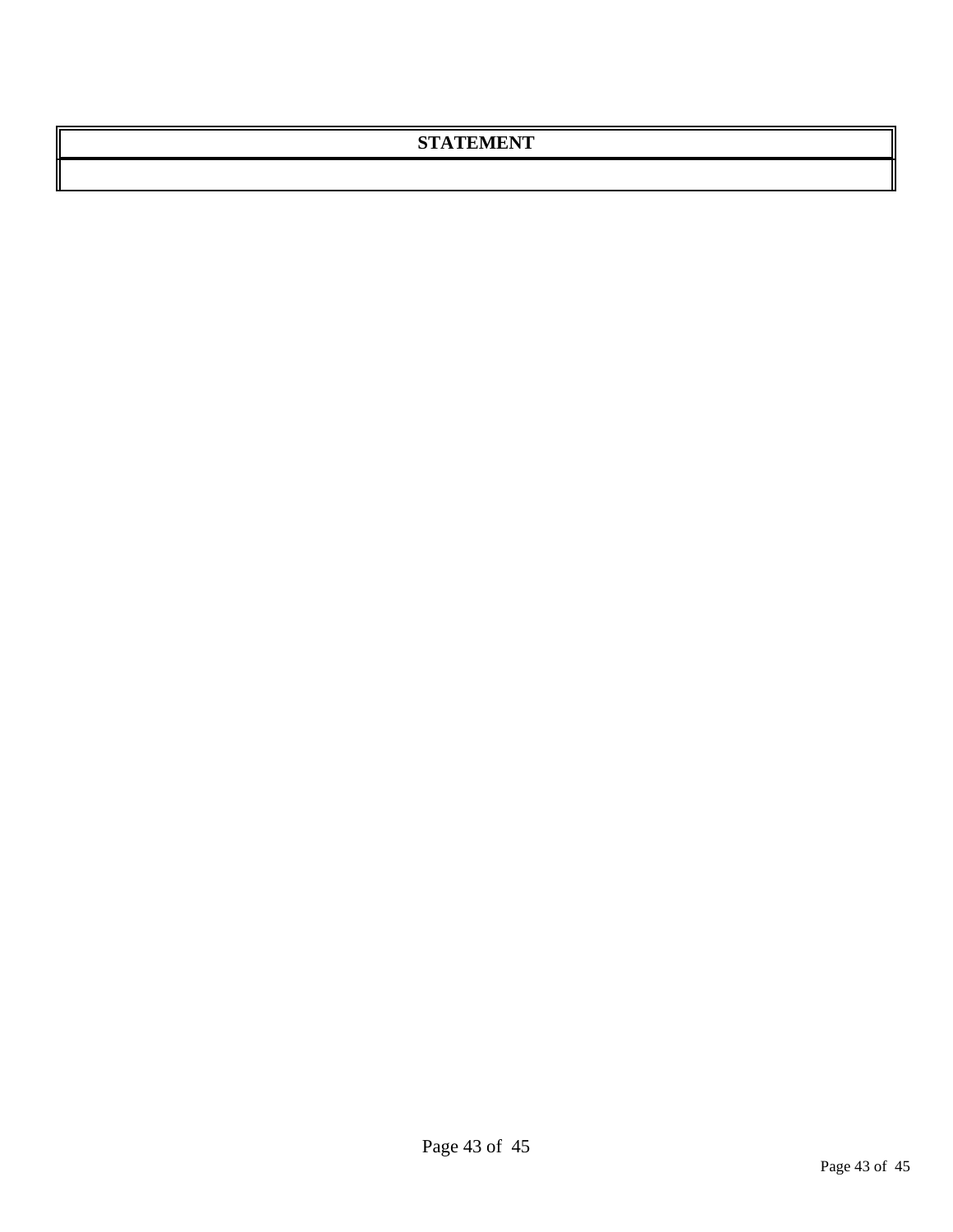| STATEMENT |
| --- |
| |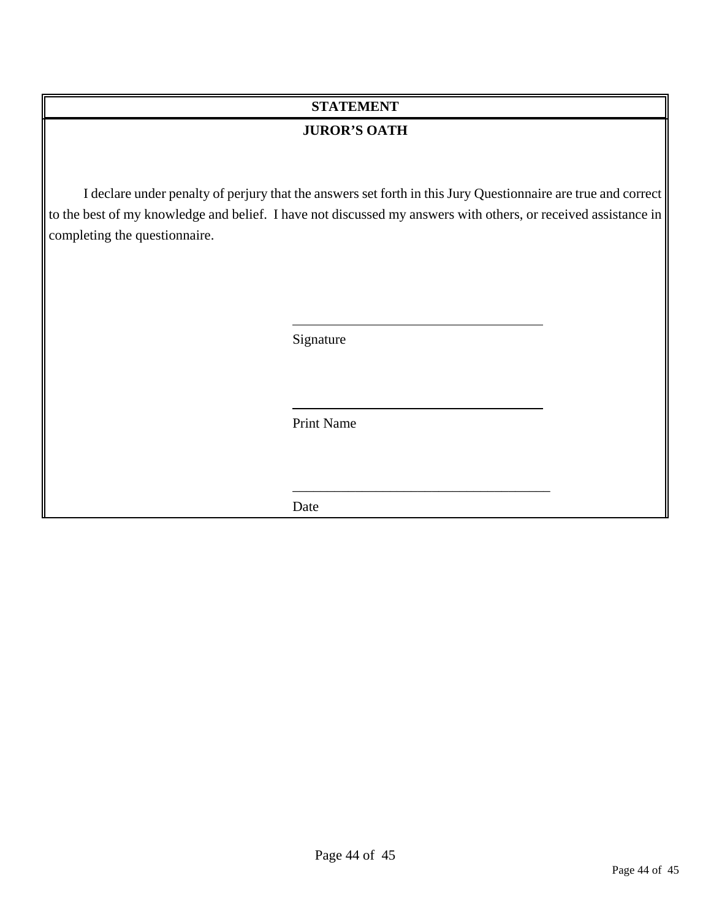## STATEMENT

### JUROR'S OATH

I declare under penalty of perjury that the answers set forth in this Jury Questionnaire are true and correct to the best of my knowledge and belief. I have not discussed my answers with others, or received assistance in completing the questionnaire.

\_\_\_\_\_\_\_\_\_\_\_\_\_\_\_\_\_\_\_\_\_\_\_\_\_\_\_\_\_\_\_\_\_\_\_\_

Signature

\_\_\_\_\_\_\_\_\_\_\_\_\_\_\_\_\_\_\_\_\_\_\_\_\_\_\_\_\_\_\_\_\_\_\_\_

Print Name

\_\_\_\_\_\_\_\_\_\_\_\_\_\_\_\_\_\_\_\_\_\_\_\_\_\_\_\_\_\_\_\_\_\_\_\_

Date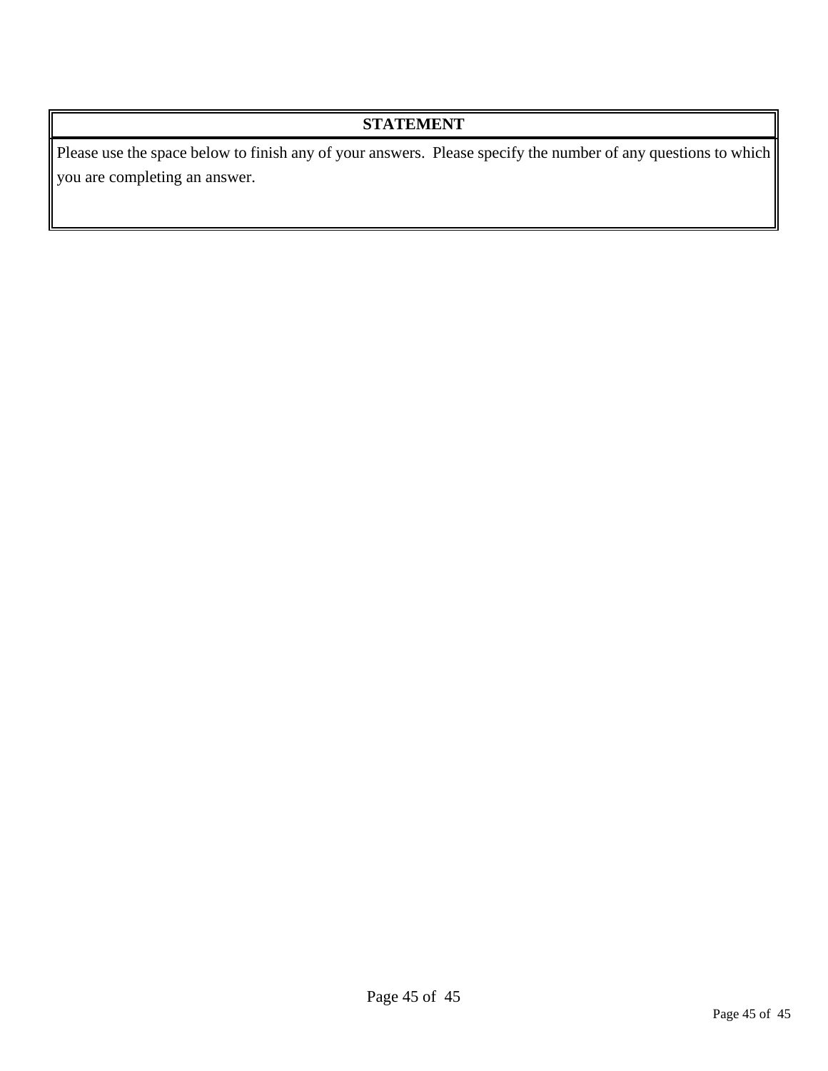| STATEMENT |
| --- |
| Please use the space below to finish any of your answers. Please specify the number of any questions to which you are completing an answer. |